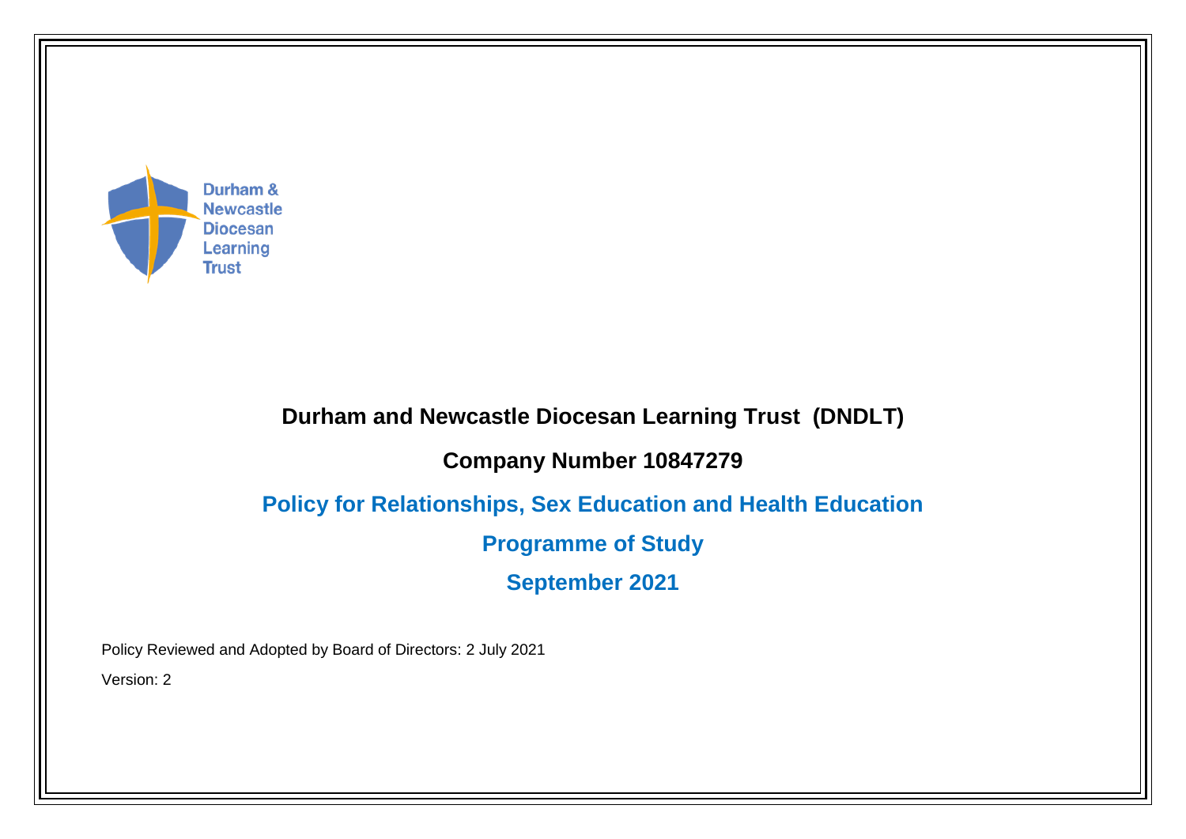Durham & Newcastle Diocesan Learning Trust

# Durham and Newcastle Diocesan Learning Trust (DNDLT)

## Company Number 10847279

## Policy for Relationships, Sex Education and Health Education

## Programme of Study

## September 2021

Policy Reviewed and Adopted by Board of Directors: 2 July 2021

Version: 2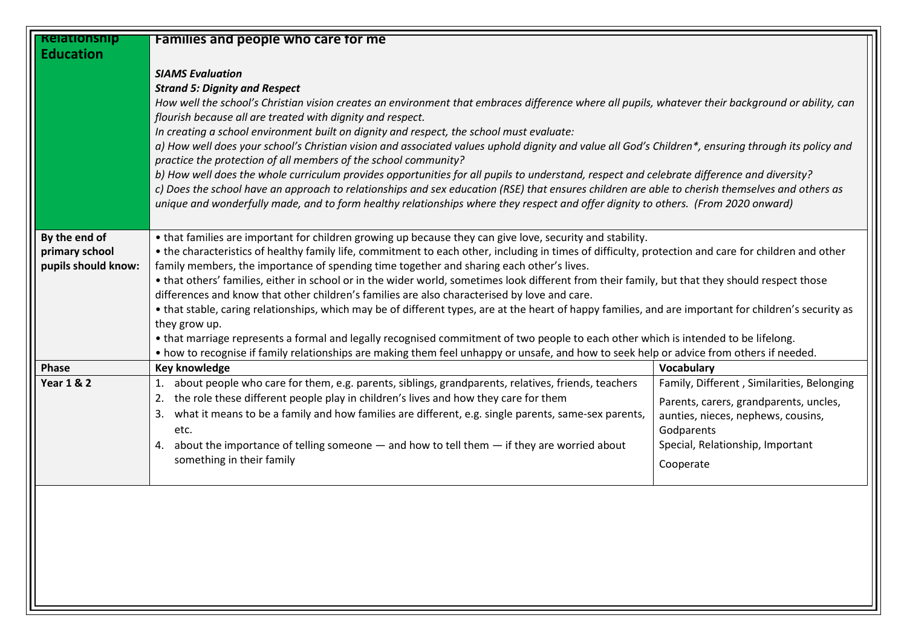| Relationship Education | Families and people who care for me<br><br>*SIAMS Evaluation*<br>***Strand 5: Dignity and Respect***<br>*How well the school's Christian vision creates an environment that embraces difference where all pupils, whatever their background or ability, can flourish because all are treated with dignity and respect.*<br>*In creating a school environment built on dignity and respect, the school must evaluate:*<br>*a) How well does your school's Christian vision and associated values uphold dignity and value all God's Children*, ensuring through its policy and practice the protection of all members of the school community?*<br>*b) How well does the whole curriculum provides opportunities for all pupils to understand, respect and celebrate difference and diversity?*<br>*c) Does the school have an approach to relationships and sex education (RSE) that ensures children are able to cherish themselves and others as unique and wonderfully made, and to form healthy relationships where they respect and offer dignity to others. (From 2020 onward)* | |
|---|---|---|
| **By the end of primary school pupils should know:** | • that families are important for children growing up because they can give love, security and stability.<br>• the characteristics of healthy family life, commitment to each other, including in times of difficulty, protection and care for children and other family members, the importance of spending time together and sharing each other's lives.<br>• that others' families, either in school or in the wider world, sometimes look different from their family, but that they should respect those differences and know that other children's families are also characterised by love and care.<br>• that stable, caring relationships, which may be of different types, are at the heart of happy families, and are important for children's security as they grow up.<br>• that marriage represents a formal and legally recognised commitment of two people to each other which is intended to be lifelong.<br>• how to recognise if family relationships are making them feel unhappy or unsafe, and how to seek help or advice from others if needed. | |
| **Phase** | **Key knowledge** | **Vocabulary** |
| **Year 1 & 2** | 1. about people who care for them, e.g. parents, siblings, grandparents, relatives, friends, teachers<br>2. the role these different people play in children's lives and how they care for them<br>3. what it means to be a family and how families are different, e.g. single parents, same-sex parents, etc.<br>4. about the importance of telling someone — and how to tell them — if they are worried about something in their family | Family, Different , Similarities, Belonging<br>Parents, carers, grandparents, uncles, aunties, nieces, nephews, cousins, Godparents<br>Special, Relationship, Important<br>Cooperate |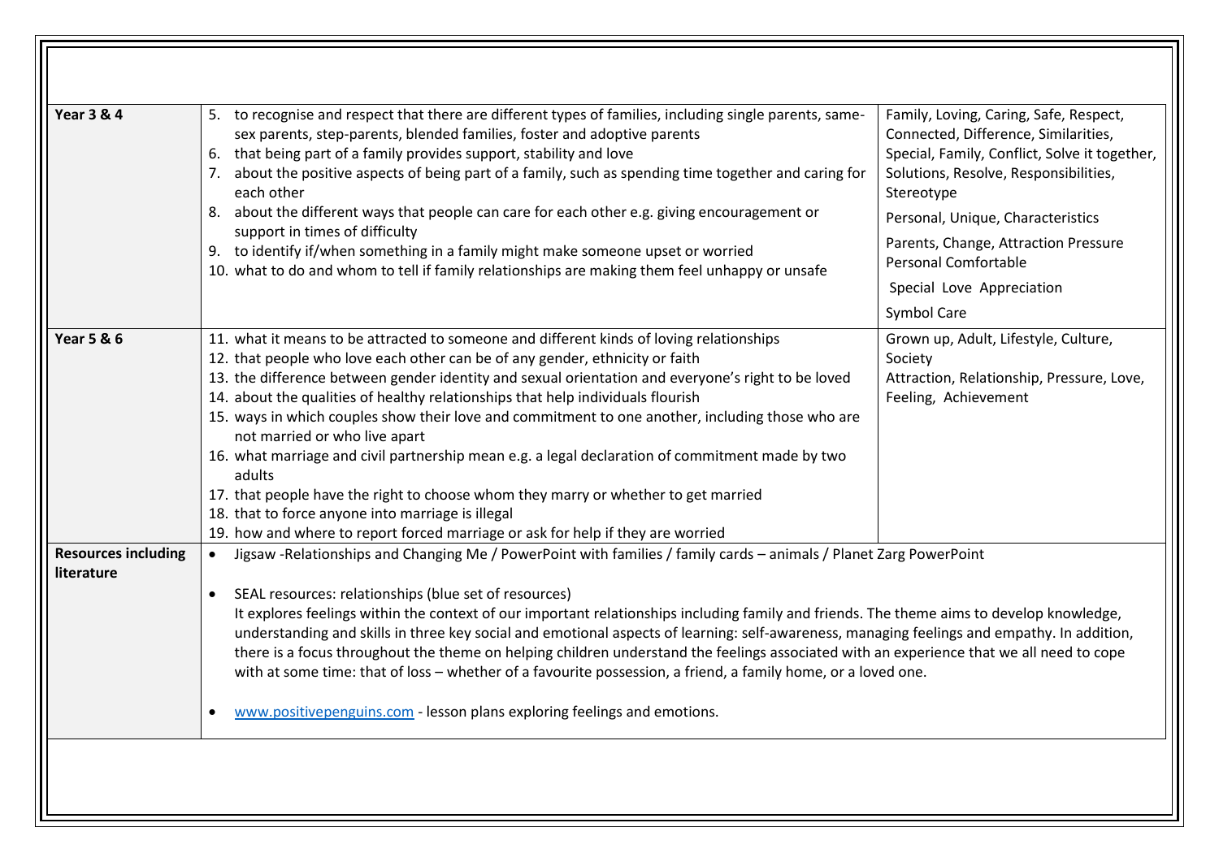| | | |
|---|---|---|
| **Year 3 & 4** | 5. to recognise and respect that there are different types of families, including single parents, same-sex parents, step-parents, blended families, foster and adoptive parents<br>6. that being part of a family provides support, stability and love<br>7. about the positive aspects of being part of a family, such as spending time together and caring for each other<br>8. about the different ways that people can care for each other e.g. giving encouragement or support in times of difficulty<br>9. to identify if/when something in a family might make someone upset or worried<br>10. what to do and whom to tell if family relationships are making them feel unhappy or unsafe | Family, Loving, Caring, Safe, Respect, Connected, Difference, Similarities, Special, Family, Conflict, Solve it together, Solutions, Resolve, Responsibilities, Stereotype<br>Personal, Unique, Characteristics<br>Parents, Change, Attraction Pressure Personal Comfortable<br>Special Love Appreciation<br>Symbol Care |
| **Year 5 & 6** | 11. what it means to be attracted to someone and different kinds of loving relationships<br>12. that people who love each other can be of any gender, ethnicity or faith<br>13. the difference between gender identity and sexual orientation and everyone's right to be loved<br>14. about the qualities of healthy relationships that help individuals flourish<br>15. ways in which couples show their love and commitment to one another, including those who are not married or who live apart<br>16. what marriage and civil partnership mean e.g. a legal declaration of commitment made by two adults<br>17. that people have the right to choose whom they marry or whether to get married<br>18. that to force anyone into marriage is illegal<br>19. how and where to report forced marriage or ask for help if they are worried | Grown up, Adult, Lifestyle, Culture, Society<br>Attraction, Relationship, Pressure, Love, Feeling, Achievement |
| **Resources including literature** | • Jigsaw -Relationships and Changing Me / PowerPoint with families / family cards – animals / Planet Zarg PowerPoint<br><br>• SEAL resources: relationships (blue set of resources)<br>It explores feelings within the context of our important relationships including family and friends. The theme aims to develop knowledge, understanding and skills in three key social and emotional aspects of learning: self-awareness, managing feelings and empathy. In addition, there is a focus throughout the theme on helping children understand the feelings associated with an experience that we all need to cope with at some time: that of loss – whether of a favourite possession, a friend, a family home, or a loved one.<br><br>• www.positivepenguins.com - lesson plans exploring feelings and emotions. | |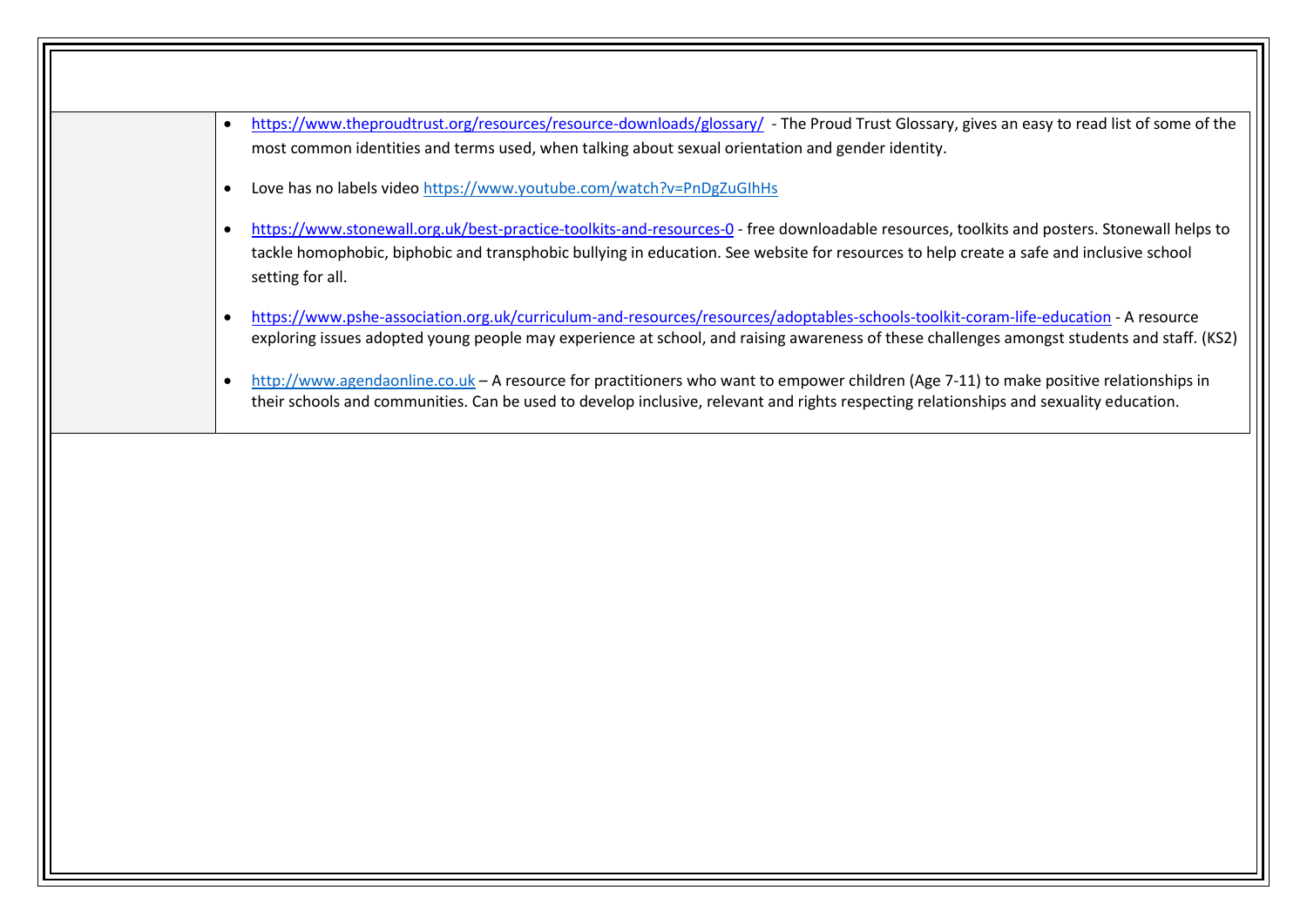| | |
|---|---|
| | • https://www.theproudtrust.org/resources/resource-downloads/glossary/ - The Proud Trust Glossary, gives an easy to read list of some of the most common identities and terms used, when talking about sexual orientation and gender identity.<br><br>• Love has no labels video https://www.youtube.com/watch?v=PnDgZuGIhHs<br><br>• https://www.stonewall.org.uk/best-practice-toolkits-and-resources-0 - free downloadable resources, toolkits and posters. Stonewall helps to tackle homophobic, biphobic and transphobic bullying in education. See website for resources to help create a safe and inclusive school setting for all.<br><br>• https://www.pshe-association.org.uk/curriculum-and-resources/resources/adoptables-schools-toolkit-coram-life-education - A resource exploring issues adopted young people may experience at school, and raising awareness of these challenges amongst students and staff. (KS2)<br><br>• http://www.agendaonline.co.uk – A resource for practitioners who want to empower children (Age 7-11) to make positive relationships in their schools and communities. Can be used to develop inclusive, relevant and rights respecting relationships and sexuality education. |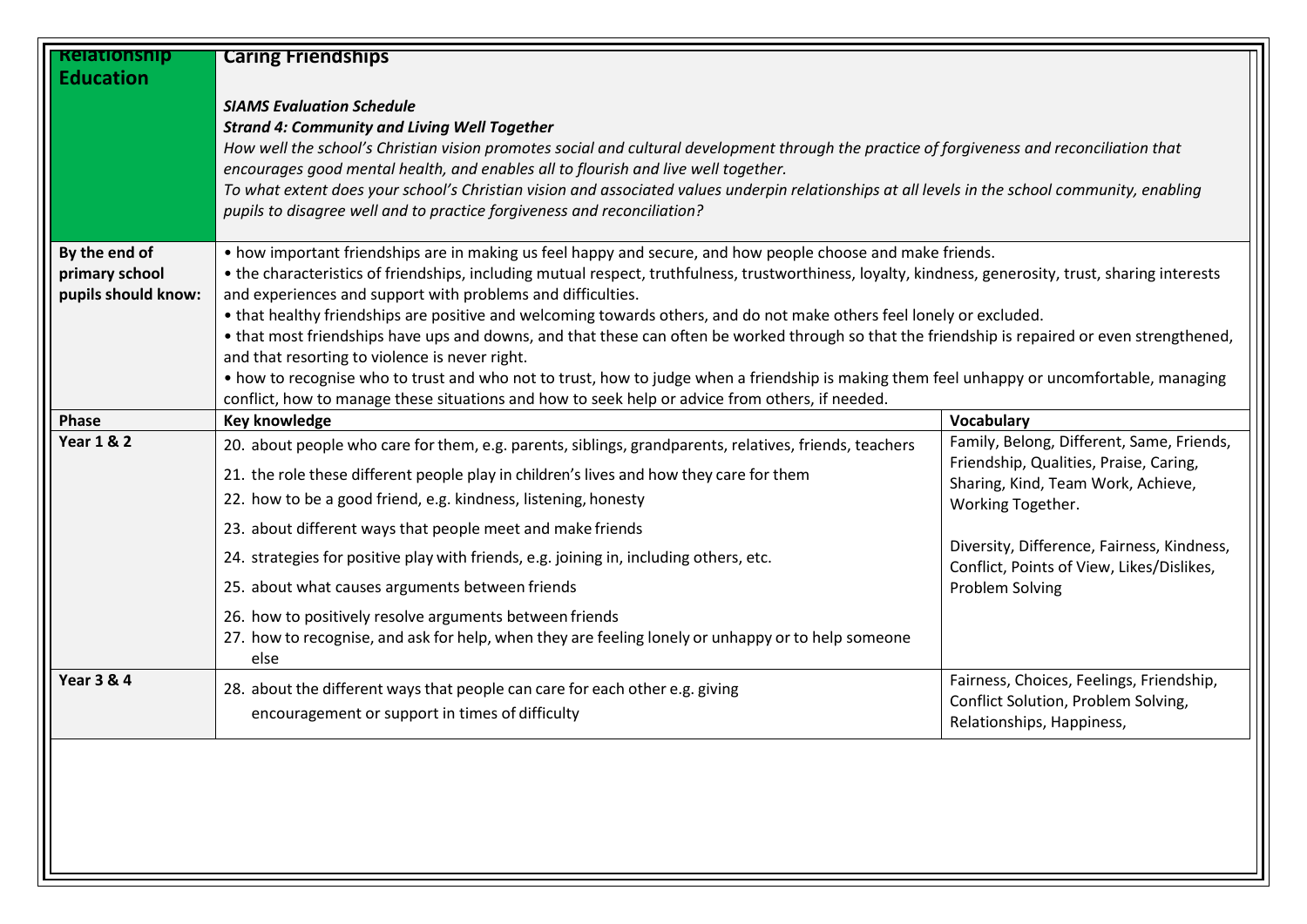| Relationship Education | Caring Friendships<br><br>***SIAMS Evaluation Schedule***<br>***Strand 4: Community and Living Well Together***<br>*How well the school's Christian vision promotes social and cultural development through the practice of forgiveness and reconciliation that encourages good mental health, and enables all to flourish and live well together.*<br>*To what extent does your school's Christian vision and associated values underpin relationships at all levels in the school community, enabling pupils to disagree well and to practice forgiveness and reconciliation?* | |
|---|---|---|
| **By the end of primary school pupils should know:** | • how important friendships are in making us feel happy and secure, and how people choose and make friends.<br>• the characteristics of friendships, including mutual respect, truthfulness, trustworthiness, loyalty, kindness, generosity, trust, sharing interests and experiences and support with problems and difficulties.<br>• that healthy friendships are positive and welcoming towards others, and do not make others feel lonely or excluded.<br>• that most friendships have ups and downs, and that these can often be worked through so that the friendship is repaired or even strengthened, and that resorting to violence is never right.<br>• how to recognise who to trust and who not to trust, how to judge when a friendship is making them feel unhappy or uncomfortable, managing conflict, how to manage these situations and how to seek help or advice from others, if needed. | |
| **Phase** | **Key knowledge** | **Vocabulary** |
| **Year 1 & 2** | 20. about people who care for them, e.g. parents, siblings, grandparents, relatives, friends, teachers<br>21. the role these different people play in children's lives and how they care for them<br>22. how to be a good friend, e.g. kindness, listening, honesty<br>23. about different ways that people meet and make friends<br>24. strategies for positive play with friends, e.g. joining in, including others, etc.<br>25. about what causes arguments between friends<br>26. how to positively resolve arguments between friends<br>27. how to recognise, and ask for help, when they are feeling lonely or unhappy or to help someone else | Family, Belong, Different, Same, Friends, Friendship, Qualities, Praise, Caring, Sharing, Kind, Team Work, Achieve, Working Together.<br><br>Diversity, Difference, Fairness, Kindness, Conflict, Points of View, Likes/Dislikes, Problem Solving |
| **Year 3 & 4** | 28. about the different ways that people can care for each other e.g. giving encouragement or support in times of difficulty | Fairness, Choices, Feelings, Friendship, Conflict Solution, Problem Solving, Relationships, Happiness, |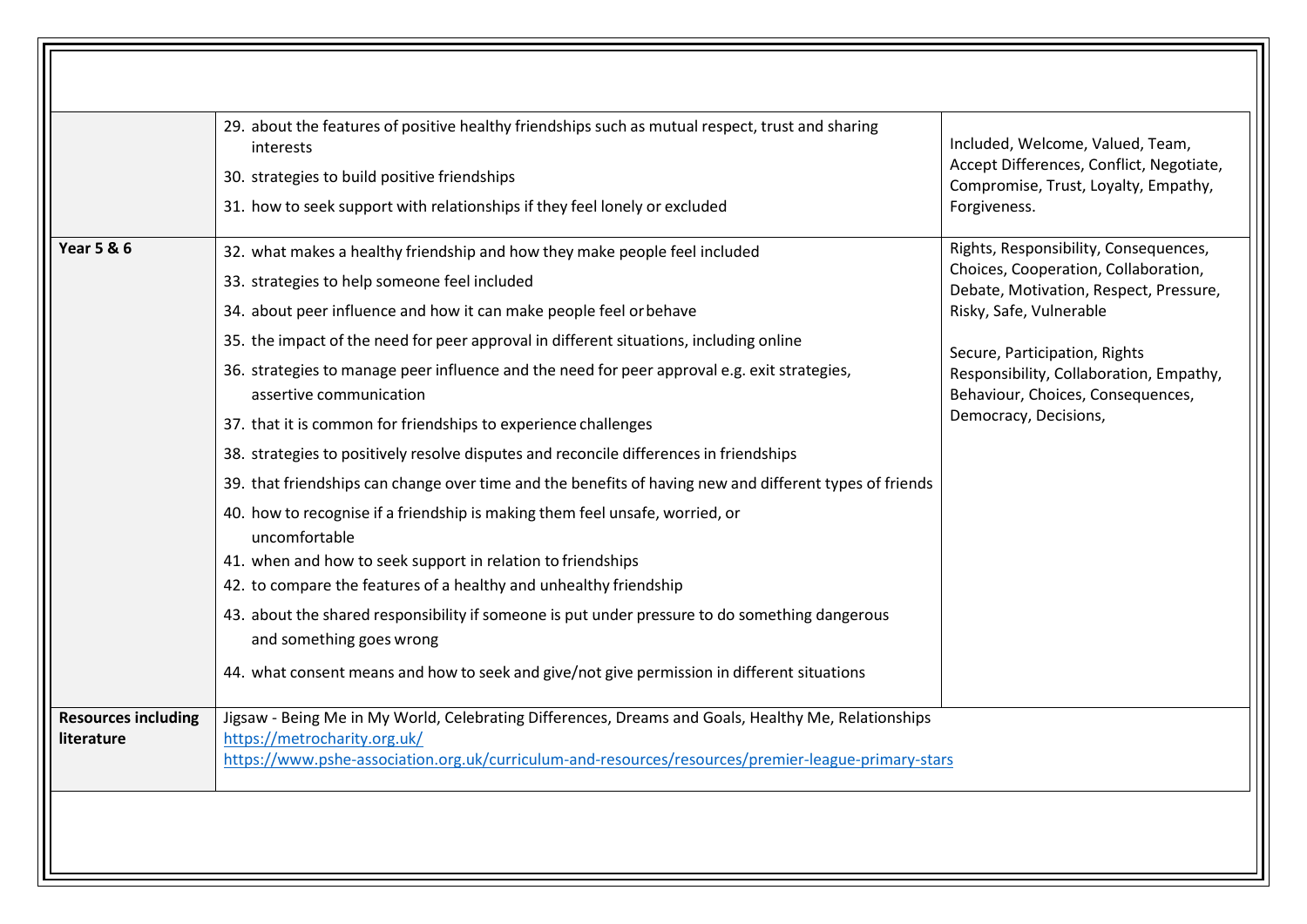|  |  |  |
|---|---|---|
|  | 29. about the features of positive healthy friendships such as mutual respect, trust and sharing interests<br>30. strategies to build positive friendships<br>31. how to seek support with relationships if they feel lonely or excluded | Included, Welcome, Valued, Team, Accept Differences, Conflict, Negotiate, Compromise, Trust, Loyalty, Empathy, Forgiveness. |
| **Year 5 & 6** | 32. what makes a healthy friendship and how they make people feel included<br>33. strategies to help someone feel included<br>34. about peer influence and how it can make people feel or behave<br>35. the impact of the need for peer approval in different situations, including online<br>36. strategies to manage peer influence and the need for peer approval e.g. exit strategies, assertive communication<br>37. that it is common for friendships to experience challenges<br>38. strategies to positively resolve disputes and reconcile differences in friendships<br>39. that friendships can change over time and the benefits of having new and different types of friends<br>40. how to recognise if a friendship is making them feel unsafe, worried, or uncomfortable<br>41. when and how to seek support in relation to friendships<br>42. to compare the features of a healthy and unhealthy friendship<br>43. about the shared responsibility if someone is put under pressure to do something dangerous and something goes wrong<br>44. what consent means and how to seek and give/not give permission in different situations | Rights, Responsibility, Consequences, Choices, Cooperation, Collaboration, Debate, Motivation, Respect, Pressure, Risky, Safe, Vulnerable<br><br>Secure, Participation, Rights Responsibility, Collaboration, Empathy, Behaviour, Choices, Consequences, Democracy, Decisions, |
| **Resources including literature** | Jigsaw - Being Me in My World, Celebrating Differences, Dreams and Goals, Healthy Me, Relationships<br>https://metrocharity.org.uk/<br>https://www.pshe-association.org.uk/curriculum-and-resources/resources/premier-league-primary-stars |  |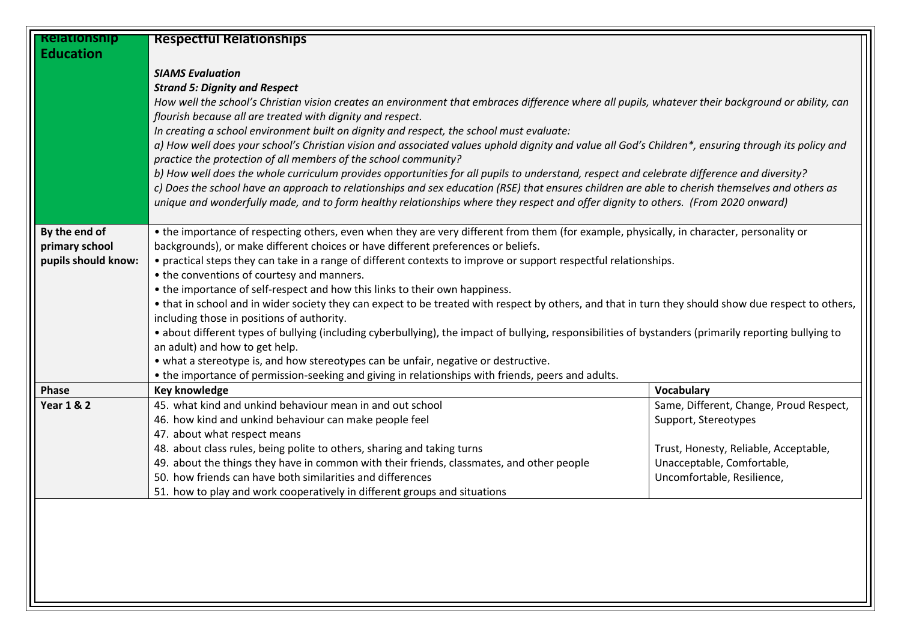| Relationship Education | Respectful Relationships<br><br>***SIAMS Evaluation***<br>***Strand 5: Dignity and Respect***<br>*How well the school's Christian vision creates an environment that embraces difference where all pupils, whatever their background or ability, can flourish because all are treated with dignity and respect.*<br>*In creating a school environment built on dignity and respect, the school must evaluate:*<br>*a) How well does your school's Christian vision and associated values uphold dignity and value all God's Children*, ensuring through its policy and practice the protection of all members of the school community?*<br>*b) How well does the whole curriculum provides opportunities for all pupils to understand, respect and celebrate difference and diversity?*<br>*c) Does the school have an approach to relationships and sex education (RSE) that ensures children are able to cherish themselves and others as unique and wonderfully made, and to form healthy relationships where they respect and offer dignity to others. (From 2020 onward)* | |
|---|---|---|
| **By the end of primary school pupils should know:** | • the importance of respecting others, even when they are very different from them (for example, physically, in character, personality or backgrounds), or make different choices or have different preferences or beliefs.<br>• practical steps they can take in a range of different contexts to improve or support respectful relationships.<br>• the conventions of courtesy and manners.<br>• the importance of self-respect and how this links to their own happiness.<br>• that in school and in wider society they can expect to be treated with respect by others, and that in turn they should show due respect to others, including those in positions of authority.<br>• about different types of bullying (including cyberbullying), the impact of bullying, responsibilities of bystanders (primarily reporting bullying to an adult) and how to get help.<br>• what a stereotype is, and how stereotypes can be unfair, negative or destructive.<br>• the importance of permission-seeking and giving in relationships with friends, peers and adults. | |
| **Phase** | **Key knowledge** | **Vocabulary** |
| **Year 1 & 2** | 45. what kind and unkind behaviour mean in and out school<br>46. how kind and unkind behaviour can make people feel<br>47. about what respect means<br>48. about class rules, being polite to others, sharing and taking turns<br>49. about the things they have in common with their friends, classmates, and other people<br>50. how friends can have both similarities and differences<br>51. how to play and work cooperatively in different groups and situations | Same, Different, Change, Proud Respect, Support, Stereotypes<br><br>Trust, Honesty, Reliable, Acceptable, Unacceptable, Comfortable, Uncomfortable, Resilience, |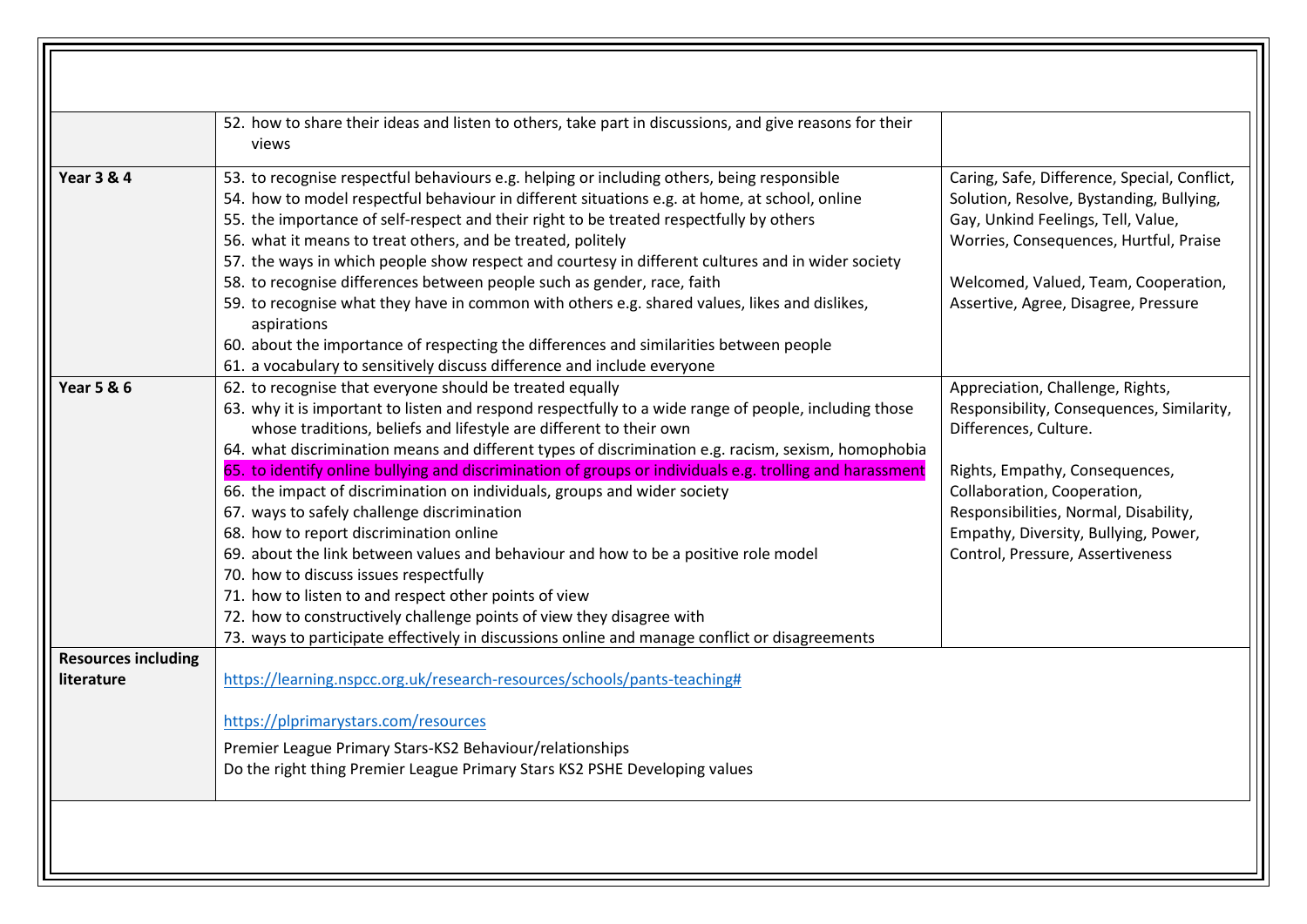| | | |
|---|---|---|
| | 52. how to share their ideas and listen to others, take part in discussions, and give reasons for their views | |
| **Year 3 & 4** | 53. to recognise respectful behaviours e.g. helping or including others, being responsible<br>54. how to model respectful behaviour in different situations e.g. at home, at school, online<br>55. the importance of self-respect and their right to be treated respectfully by others<br>56. what it means to treat others, and be treated, politely<br>57. the ways in which people show respect and courtesy in different cultures and in wider society<br>58. to recognise differences between people such as gender, race, faith<br>59. to recognise what they have in common with others e.g. shared values, likes and dislikes, aspirations<br>60. about the importance of respecting the differences and similarities between people<br>61. a vocabulary to sensitively discuss difference and include everyone | Caring, Safe, Difference, Special, Conflict, Solution, Resolve, Bystanding, Bullying, Gay, Unkind Feelings, Tell, Value, Worries, Consequences, Hurtful, Praise<br><br>Welcomed, Valued, Team, Cooperation, Assertive, Agree, Disagree, Pressure |
| **Year 5 & 6** | 62. to recognise that everyone should be treated equally<br>63. why it is important to listen and respond respectfully to a wide range of people, including those whose traditions, beliefs and lifestyle are different to their own<br>64. what discrimination means and different types of discrimination e.g. racism, sexism, homophobia<br>65. to identify online bullying and discrimination of groups or individuals e.g. trolling and harassment<br>66. the impact of discrimination on individuals, groups and wider society<br>67. ways to safely challenge discrimination<br>68. how to report discrimination online<br>69. about the link between values and behaviour and how to be a positive role model<br>70. how to discuss issues respectfully<br>71. how to listen to and respect other points of view<br>72. how to constructively challenge points of view they disagree with<br>73. ways to participate effectively in discussions online and manage conflict or disagreements | Appreciation, Challenge, Rights, Responsibility, Consequences, Similarity, Differences, Culture.<br><br>Rights, Empathy, Consequences, Collaboration, Cooperation, Responsibilities, Normal, Disability, Empathy, Diversity, Bullying, Power, Control, Pressure, Assertiveness |
| **Resources including literature** | https://learning.nspcc.org.uk/research-resources/schools/pants-teaching#<br><br>https://plprimarystars.com/resources<br><br>Premier League Primary Stars-KS2 Behaviour/relationships<br>Do the right thing Premier League Primary Stars KS2 PSHE Developing values | |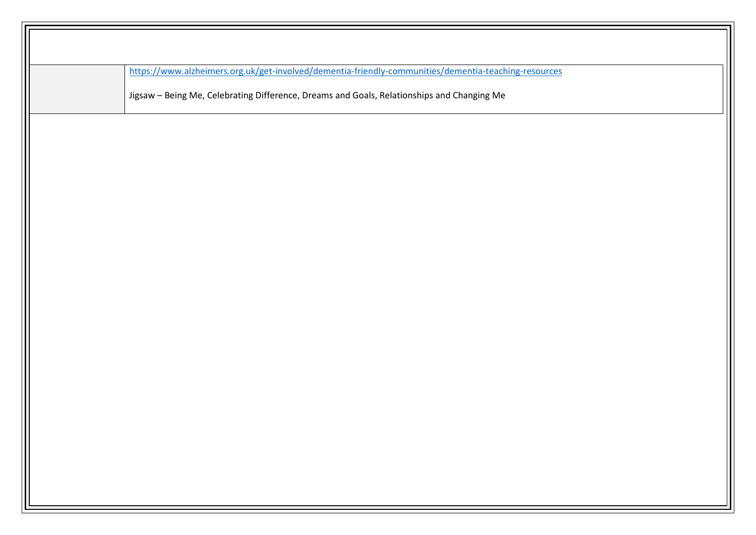| | |
|---|---|
| | https://www.alzheimers.org.uk/get-involved/dementia-friendly-communities/dementia-teaching-resources<br><br>Jigsaw – Being Me, Celebrating Difference, Dreams and Goals, Relationships and Changing Me |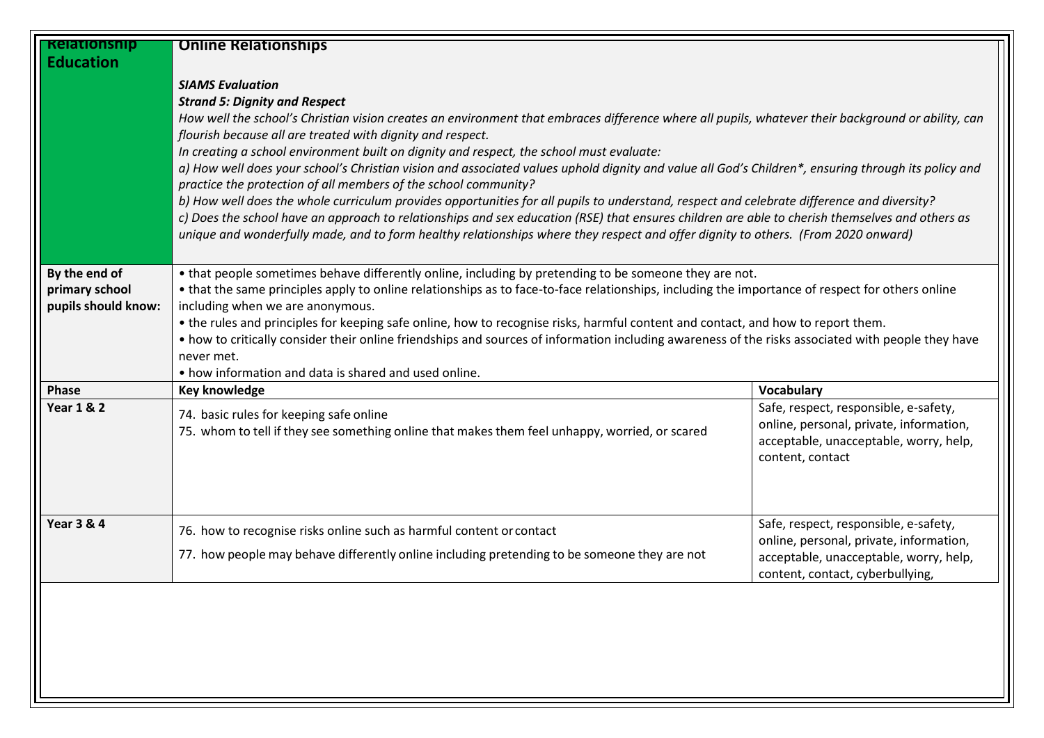| Relationship Education | Online Relationships<br><br>*SIAMS Evaluation*<br>***Strand 5: Dignity and Respect***<br>*How well the school's Christian vision creates an environment that embraces difference where all pupils, whatever their background or ability, can flourish because all are treated with dignity and respect.*<br>*In creating a school environment built on dignity and respect, the school must evaluate:*<br>*a) How well does your school's Christian vision and associated values uphold dignity and value all God's Children*, ensuring through its policy and practice the protection of all members of the school community?*<br>*b) How well does the whole curriculum provides opportunities for all pupils to understand, respect and celebrate difference and diversity?*<br>*c) Does the school have an approach to relationships and sex education (RSE) that ensures children are able to cherish themselves and others as unique and wonderfully made, and to form healthy relationships where they respect and offer dignity to others. (From 2020 onward)* | |
|---|---|---|
| **By the end of primary school pupils should know:** | • that people sometimes behave differently online, including by pretending to be someone they are not.<br>• that the same principles apply to online relationships as to face-to-face relationships, including the importance of respect for others online including when we are anonymous.<br>• the rules and principles for keeping safe online, how to recognise risks, harmful content and contact, and how to report them.<br>• how to critically consider their online friendships and sources of information including awareness of the risks associated with people they have never met.<br>• how information and data is shared and used online. | |
| **Phase** | **Key knowledge** | **Vocabulary** |
| **Year 1 & 2** | 74. basic rules for keeping safe online<br>75. whom to tell if they see something online that makes them feel unhappy, worried, or scared | Safe, respect, responsible, e-safety, online, personal, private, information, acceptable, unacceptable, worry, help, content, contact |
| **Year 3 & 4** | 76. how to recognise risks online such as harmful content or contact<br>77. how people may behave differently online including pretending to be someone they are not | Safe, respect, responsible, e-safety, online, personal, private, information, acceptable, unacceptable, worry, help, content, contact, cyberbullying, |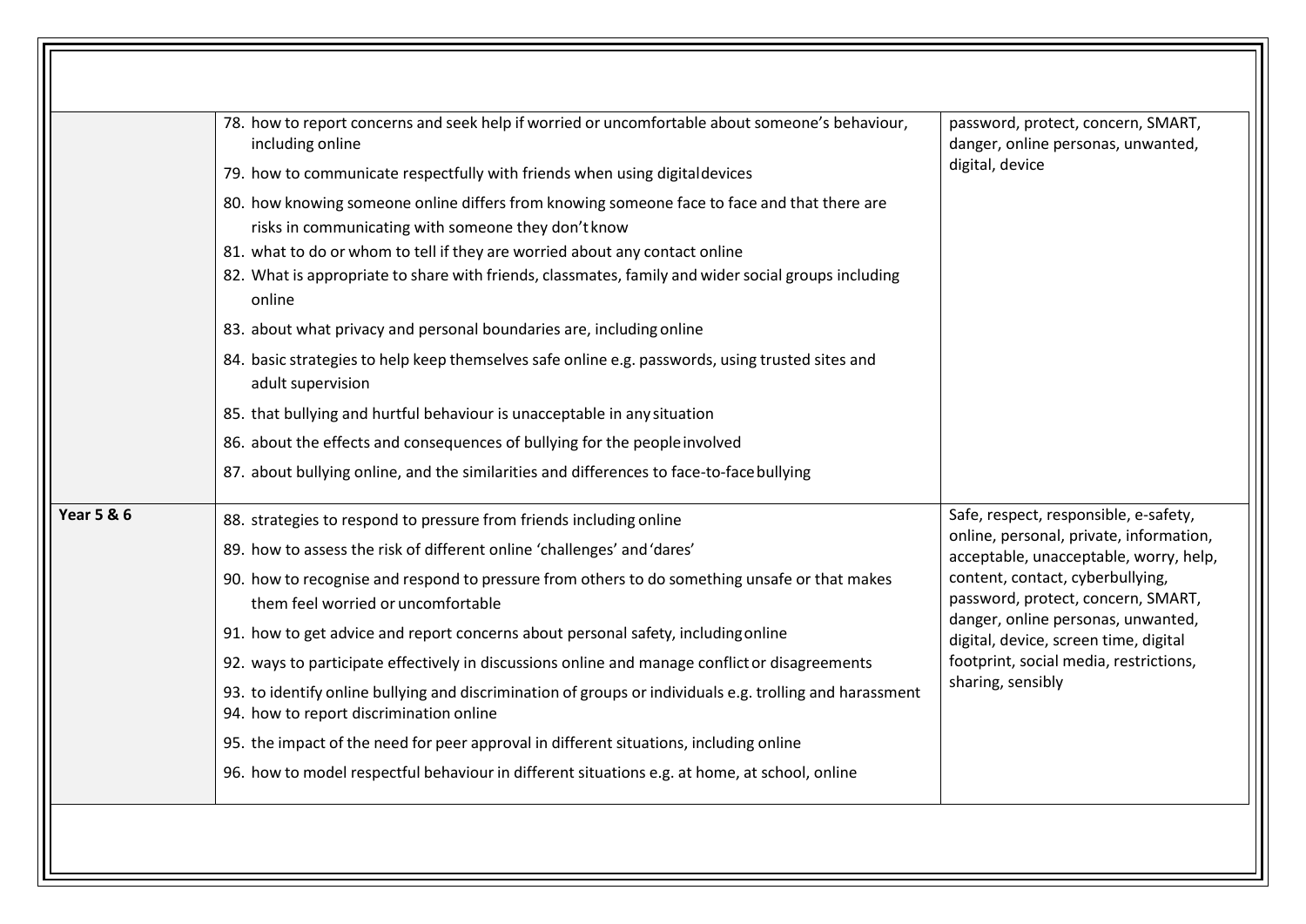| | | |
|---|---|---|
| | 78. how to report concerns and seek help if worried or uncomfortable about someone's behaviour, including online<br>79. how to communicate respectfully with friends when using digital devices<br>80. how knowing someone online differs from knowing someone face to face and that there are risks in communicating with someone they don't know<br>81. what to do or whom to tell if they are worried about any contact online<br>82. What is appropriate to share with friends, classmates, family and wider social groups including online<br>83. about what privacy and personal boundaries are, including online<br>84. basic strategies to help keep themselves safe online e.g. passwords, using trusted sites and adult supervision<br>85. that bullying and hurtful behaviour is unacceptable in any situation<br>86. about the effects and consequences of bullying for the people involved<br>87. about bullying online, and the similarities and differences to face-to-face bullying | password, protect, concern, SMART, danger, online personas, unwanted, digital, device |
| **Year 5 & 6** | 88. strategies to respond to pressure from friends including online<br>89. how to assess the risk of different online 'challenges' and 'dares'<br>90. how to recognise and respond to pressure from others to do something unsafe or that makes them feel worried or uncomfortable<br>91. how to get advice and report concerns about personal safety, including online<br>92. ways to participate effectively in discussions online and manage conflict or disagreements<br>93. to identify online bullying and discrimination of groups or individuals e.g. trolling and harassment<br>94. how to report discrimination online<br>95. the impact of the need for peer approval in different situations, including online<br>96. how to model respectful behaviour in different situations e.g. at home, at school, online | Safe, respect, responsible, e-safety, online, personal, private, information, acceptable, unacceptable, worry, help, content, contact, cyberbullying, password, protect, concern, SMART, danger, online personas, unwanted, digital, device, screen time, digital footprint, social media, restrictions, sharing, sensibly |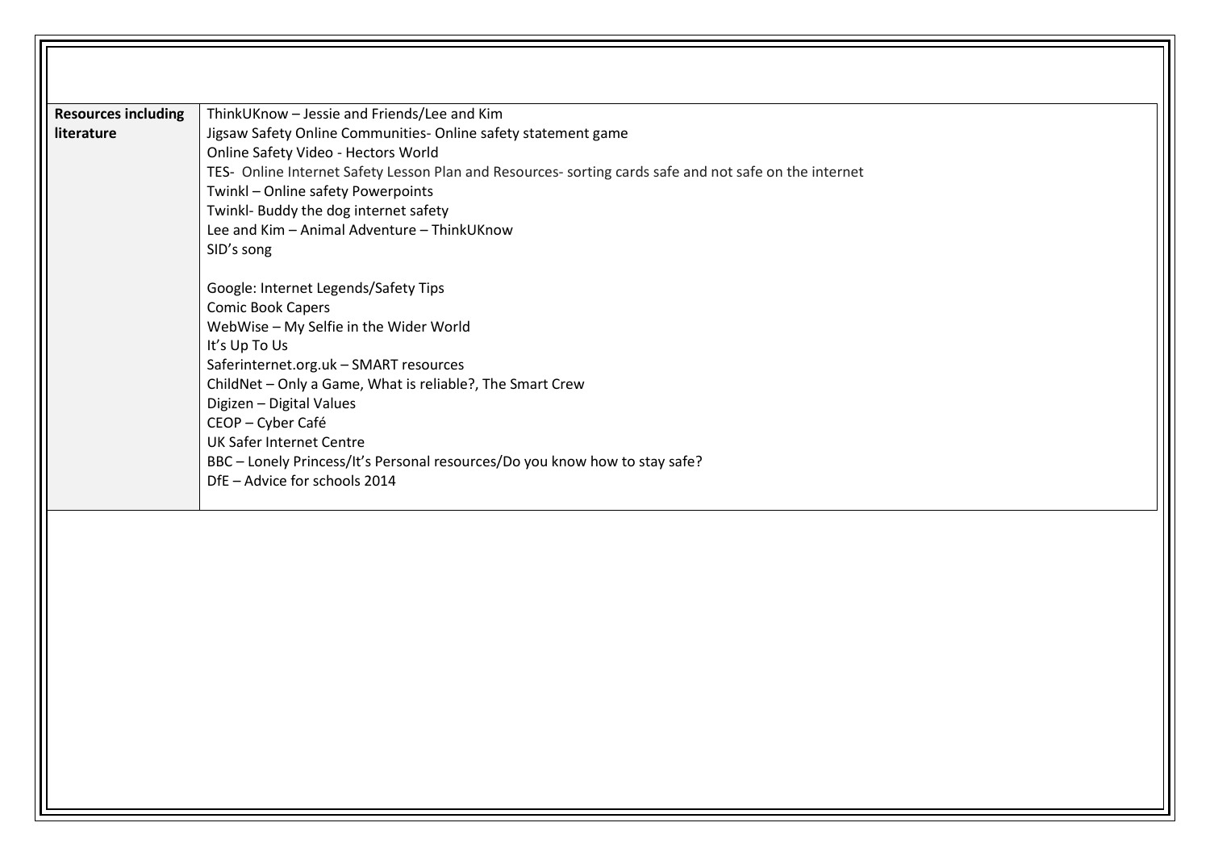| Resources including literature | ThinkUKnow – Jessie and Friends/Lee and Kim<br>Jigsaw Safety Online Communities- Online safety statement game<br>Online Safety Video - Hectors World<br>TES- Online Internet Safety Lesson Plan and Resources- sorting cards safe and not safe on the internet<br>Twinkl – Online safety Powerpoints<br>Twinkl- Buddy the dog internet safety<br>Lee and Kim – Animal Adventure – ThinkUKnow<br>SID's song<br><br>Google: Internet Legends/Safety Tips<br>Comic Book Capers<br>WebWise – My Selfie in the Wider World<br>It's Up To Us<br>Saferinternet.org.uk – SMART resources<br>ChildNet – Only a Game, What is reliable?, The Smart Crew<br>Digizen – Digital Values<br>CEOP – Cyber Café<br>UK Safer Internet Centre<br>BBC – Lonely Princess/It's Personal resources/Do you know how to stay safe?<br>DfE – Advice for schools 2014 |
|---|---|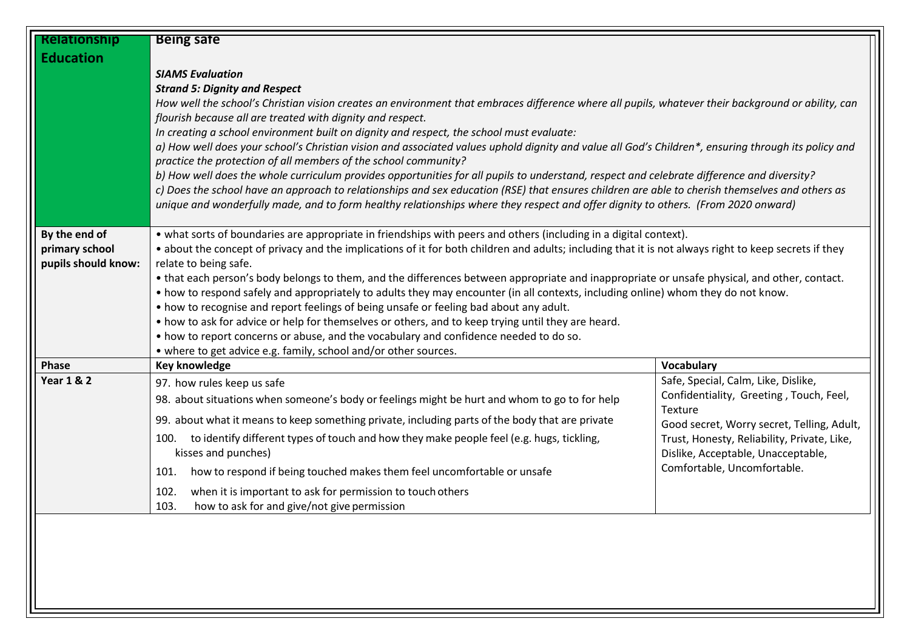| Relationship Education | Being safe<br><br>***SIAMS Evaluation***<br>***Strand 5: Dignity and Respect***<br>*How well the school's Christian vision creates an environment that embraces difference where all pupils, whatever their background or ability, can flourish because all are treated with dignity and respect.*<br>*In creating a school environment built on dignity and respect, the school must evaluate:*<br>*a) How well does your school's Christian vision and associated values uphold dignity and value all God's Children*, ensuring through its policy and practice the protection of all members of the school community?*<br>*b) How well does the whole curriculum provides opportunities for all pupils to understand, respect and celebrate difference and diversity?*<br>*c) Does the school have an approach to relationships and sex education (RSE) that ensures children are able to cherish themselves and others as unique and wonderfully made, and to form healthy relationships where they respect and offer dignity to others. (From 2020 onward)* | |
|---|---|---|
| **By the end of primary school pupils should know:** | • what sorts of boundaries are appropriate in friendships with peers and others (including in a digital context).<br>• about the concept of privacy and the implications of it for both children and adults; including that it is not always right to keep secrets if they relate to being safe.<br>• that each person's body belongs to them, and the differences between appropriate and inappropriate or unsafe physical, and other, contact.<br>• how to respond safely and appropriately to adults they may encounter (in all contexts, including online) whom they do not know.<br>• how to recognise and report feelings of being unsafe or feeling bad about any adult.<br>• how to ask for advice or help for themselves or others, and to keep trying until they are heard.<br>• how to report concerns or abuse, and the vocabulary and confidence needed to do so.<br>• where to get advice e.g. family, school and/or other sources. | |
| **Phase** | **Key knowledge** | **Vocabulary** |
| **Year 1 & 2** | 97. how rules keep us safe<br>98. about situations when someone's body or feelings might be hurt and whom to go to for help<br>99. about what it means to keep something private, including parts of the body that are private<br>100. to identify different types of touch and how they make people feel (e.g. hugs, tickling, kisses and punches)<br>101. how to respond if being touched makes them feel uncomfortable or unsafe<br>102. when it is important to ask for permission to touch others<br>103. how to ask for and give/not give permission | Safe, Special, Calm, Like, Dislike, Confidentiality, Greeting , Touch, Feel, Texture<br>Good secret, Worry secret, Telling, Adult, Trust, Honesty, Reliability, Private, Like, Dislike, Acceptable, Unacceptable, Comfortable, Uncomfortable. |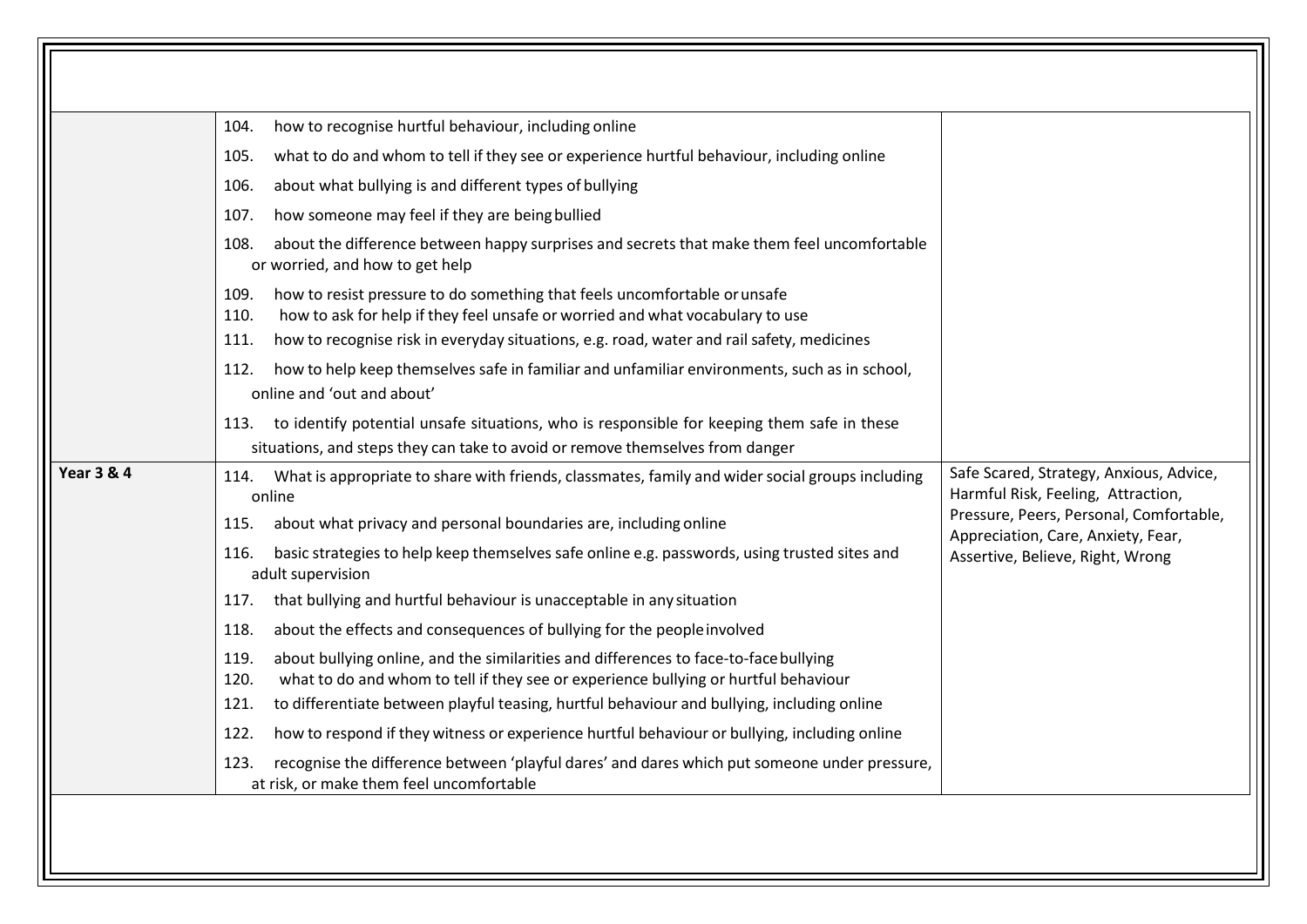| | | |
|---|---|---|
| | 104. how to recognise hurtful behaviour, including online<br>105. what to do and whom to tell if they see or experience hurtful behaviour, including online<br>106. about what bullying is and different types of bullying<br>107. how someone may feel if they are being bullied<br>108. about the difference between happy surprises and secrets that make them feel uncomfortable or worried, and how to get help<br>109. how to resist pressure to do something that feels uncomfortable or unsafe<br>110. how to ask for help if they feel unsafe or worried and what vocabulary to use<br>111. how to recognise risk in everyday situations, e.g. road, water and rail safety, medicines<br>112. how to help keep themselves safe in familiar and unfamiliar environments, such as in school, online and 'out and about'<br>113. to identify potential unsafe situations, who is responsible for keeping them safe in these situations, and steps they can take to avoid or remove themselves from danger | |
| **Year 3 & 4** | 114. What is appropriate to share with friends, classmates, family and wider social groups including online<br>115. about what privacy and personal boundaries are, including online<br>116. basic strategies to help keep themselves safe online e.g. passwords, using trusted sites and adult supervision<br>117. that bullying and hurtful behaviour is unacceptable in any situation<br>118. about the effects and consequences of bullying for the people involved<br>119. about bullying online, and the similarities and differences to face-to-face bullying<br>120. what to do and whom to tell if they see or experience bullying or hurtful behaviour<br>121. to differentiate between playful teasing, hurtful behaviour and bullying, including online<br>122. how to respond if they witness or experience hurtful behaviour or bullying, including online<br>123. recognise the difference between 'playful dares' and dares which put someone under pressure, at risk, or make them feel uncomfortable | Safe Scared, Strategy, Anxious, Advice, Harmful Risk, Feeling, Attraction, Pressure, Peers, Personal, Comfortable, Appreciation, Care, Anxiety, Fear, Assertive, Believe, Right, Wrong |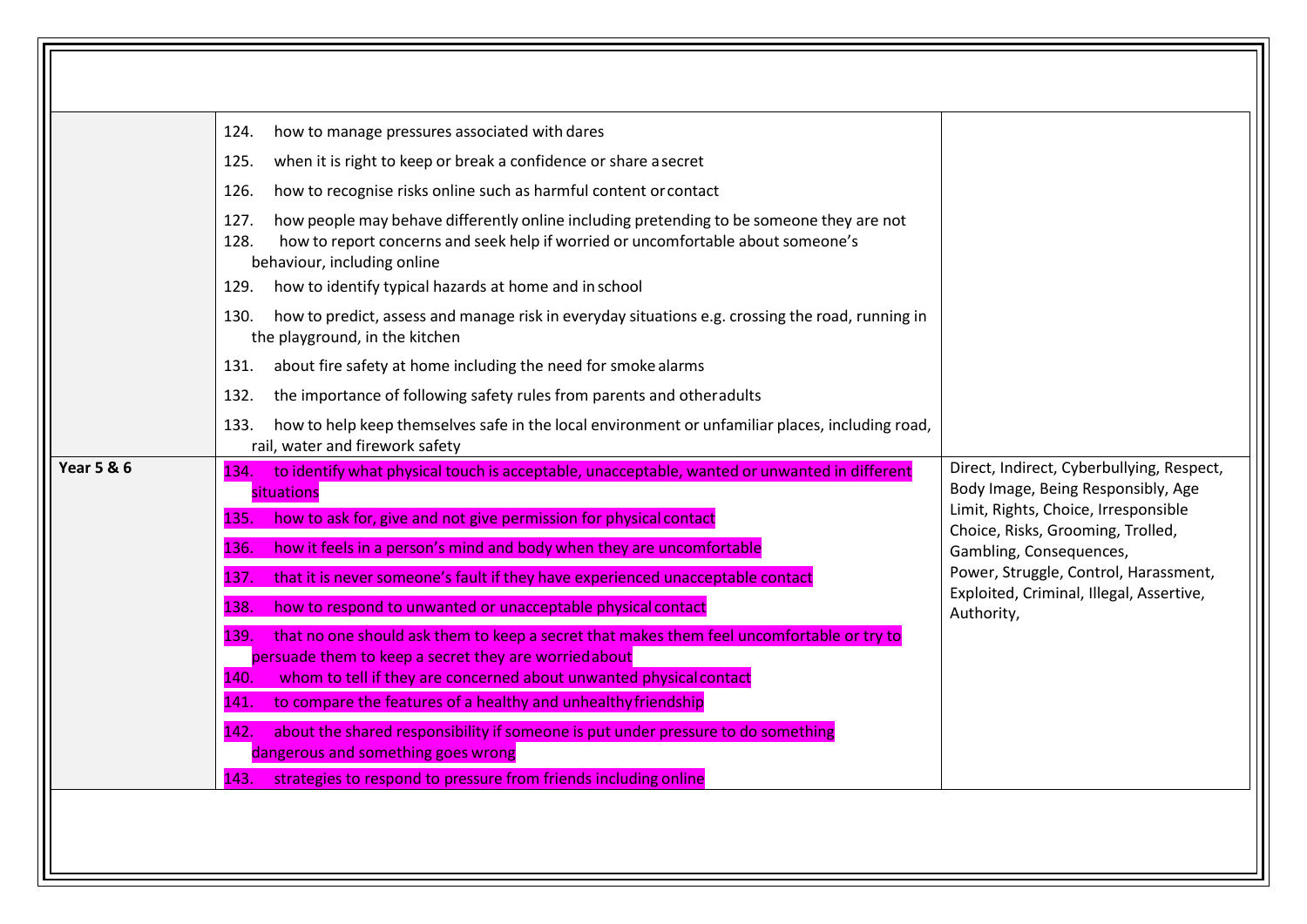| | | |
|---|---|---|
| | 124. how to manage pressures associated with dares<br>125. when it is right to keep or break a confidence or share a secret<br>126. how to recognise risks online such as harmful content or contact<br>127. how people may behave differently online including pretending to be someone they are not<br>128. how to report concerns and seek help if worried or uncomfortable about someone's behaviour, including online<br>129. how to identify typical hazards at home and in school<br>130. how to predict, assess and manage risk in everyday situations e.g. crossing the road, running in the playground, in the kitchen<br>131. about fire safety at home including the need for smoke alarms<br>132. the importance of following safety rules from parents and other adults<br>133. how to help keep themselves safe in the local environment or unfamiliar places, including road, rail, water and firework safety | |
| **Year 5 & 6** | 134. to identify what physical touch is acceptable, unacceptable, wanted or unwanted in different situations<br>135. how to ask for, give and not give permission for physical contact<br>136. how it feels in a person's mind and body when they are uncomfortable<br>137. that it is never someone's fault if they have experienced unacceptable contact<br>138. how to respond to unwanted or unacceptable physical contact<br>139. that no one should ask them to keep a secret that makes them feel uncomfortable or try to persuade them to keep a secret they are worried about<br>140. whom to tell if they are concerned about unwanted physical contact<br>141. to compare the features of a healthy and unhealthy friendship<br>142. about the shared responsibility if someone is put under pressure to do something dangerous and something goes wrong<br>143. strategies to respond to pressure from friends including online | Direct, Indirect, Cyberbullying, Respect, Body Image, Being Responsibly, Age Limit, Rights, Choice, Irresponsible Choice, Risks, Grooming, Trolled, Gambling, Consequences,<br>Power, Struggle, Control, Harassment, Exploited, Criminal, Illegal, Assertive, Authority, |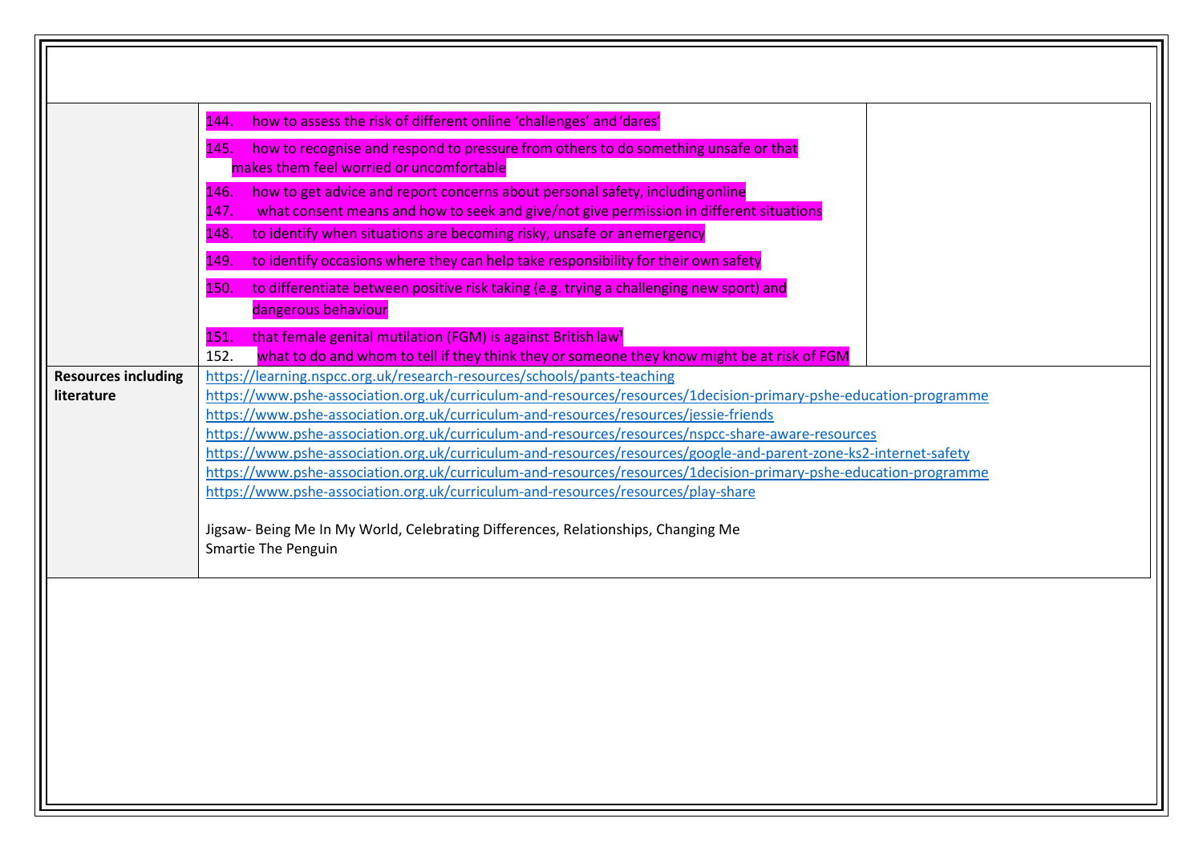| | | |
|---|---|---|
| | 144. how to assess the risk of different online 'challenges' and 'dares'<br>145. how to recognise and respond to pressure from others to do something unsafe or that makes them feel worried or uncomfortable<br>146. how to get advice and report concerns about personal safety, including online<br>147. what consent means and how to seek and give/not give permission in different situations<br>148. to identify when situations are becoming risky, unsafe or an emergency<br>149. to identify occasions where they can help take responsibility for their own safety<br>150. to differentiate between positive risk taking (e.g. trying a challenging new sport) and dangerous behaviour<br>151. that female genital mutilation (FGM) is against British law[1]<br>152. what to do and whom to tell if they think they or someone they know might be at risk of FGM | |
| **Resources including literature** | https://learning.nspcc.org.uk/research-resources/schools/pants-teaching<br>https://www.pshe-association.org.uk/curriculum-and-resources/resources/1decision-primary-pshe-education-programme<br>https://www.pshe-association.org.uk/curriculum-and-resources/resources/jessie-friends<br>https://www.pshe-association.org.uk/curriculum-and-resources/resources/nspcc-share-aware-resources<br>https://www.pshe-association.org.uk/curriculum-and-resources/resources/google-and-parent-zone-ks2-internet-safety<br>https://www.pshe-association.org.uk/curriculum-and-resources/resources/1decision-primary-pshe-education-programme<br>https://www.pshe-association.org.uk/curriculum-and-resources/resources/play-share<br><br>Jigsaw- Being Me In My World, Celebrating Differences, Relationships, Changing Me<br>Smartie The Penguin | |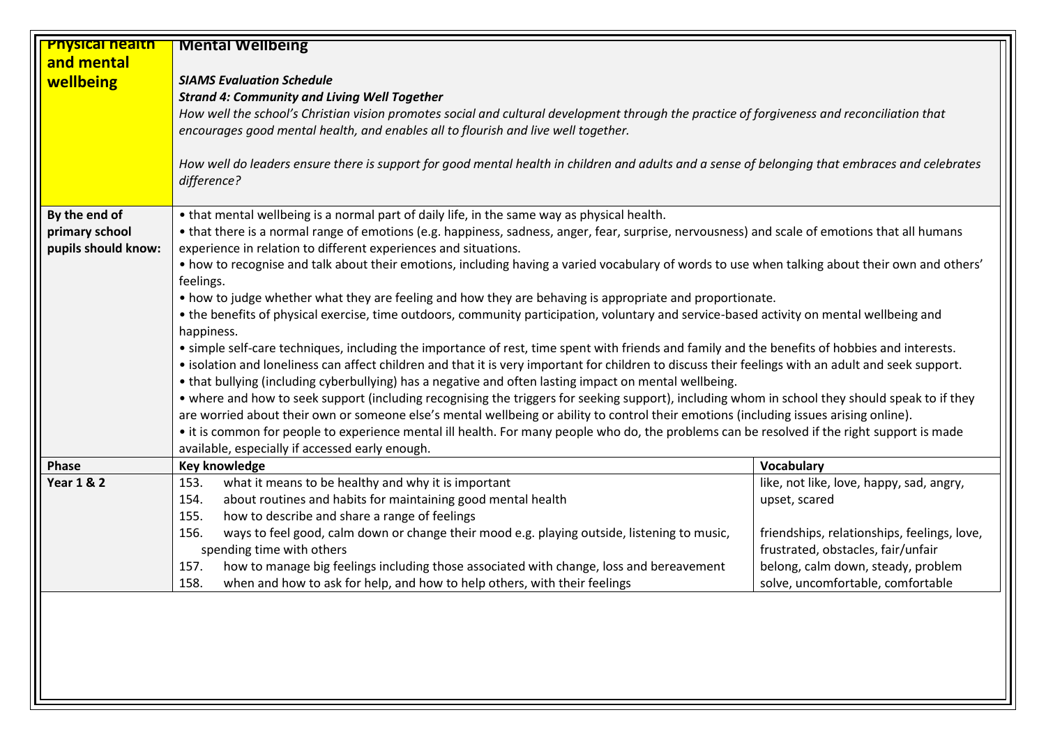| **Physical health and mental wellbeing** | **Mental Wellbeing**<br><br>***SIAMS Evaluation Schedule***<br>***Strand 4: Community and Living Well Together***<br>*How well the school's Christian vision promotes social and cultural development through the practice of forgiveness and reconciliation that encourages good mental health, and enables all to flourish and live well together.*<br><br>*How well do leaders ensure there is support for good mental health in children and adults and a sense of belonging that embraces and celebrates difference?* | |
|---|---|---|
| **By the end of primary school pupils should know:** | • that mental wellbeing is a normal part of daily life, in the same way as physical health.<br>• that there is a normal range of emotions (e.g. happiness, sadness, anger, fear, surprise, nervousness) and scale of emotions that all humans experience in relation to different experiences and situations.<br>• how to recognise and talk about their emotions, including having a varied vocabulary of words to use when talking about their own and others' feelings.<br>• how to judge whether what they are feeling and how they are behaving is appropriate and proportionate.<br>• the benefits of physical exercise, time outdoors, community participation, voluntary and service-based activity on mental wellbeing and happiness.<br>• simple self-care techniques, including the importance of rest, time spent with friends and family and the benefits of hobbies and interests.<br>• isolation and loneliness can affect children and that it is very important for children to discuss their feelings with an adult and seek support.<br>• that bullying (including cyberbullying) has a negative and often lasting impact on mental wellbeing.<br>• where and how to seek support (including recognising the triggers for seeking support), including whom in school they should speak to if they are worried about their own or someone else's mental wellbeing or ability to control their emotions (including issues arising online).<br>• it is common for people to experience mental ill health. For many people who do, the problems can be resolved if the right support is made available, especially if accessed early enough. | |
| **Phase** | **Key knowledge** | **Vocabulary** |
| **Year 1 & 2** | 153. what it means to be healthy and why it is important<br>154. about routines and habits for maintaining good mental health<br>155. how to describe and share a range of feelings<br>156. ways to feel good, calm down or change their mood e.g. playing outside, listening to music, spending time with others<br>157. how to manage big feelings including those associated with change, loss and bereavement<br>158. when and how to ask for help, and how to help others, with their feelings | like, not like, love, happy, sad, angry, upset, scared<br><br>friendships, relationships, feelings, love, frustrated, obstacles, fair/unfair belong, calm down, steady, problem solve, uncomfortable, comfortable |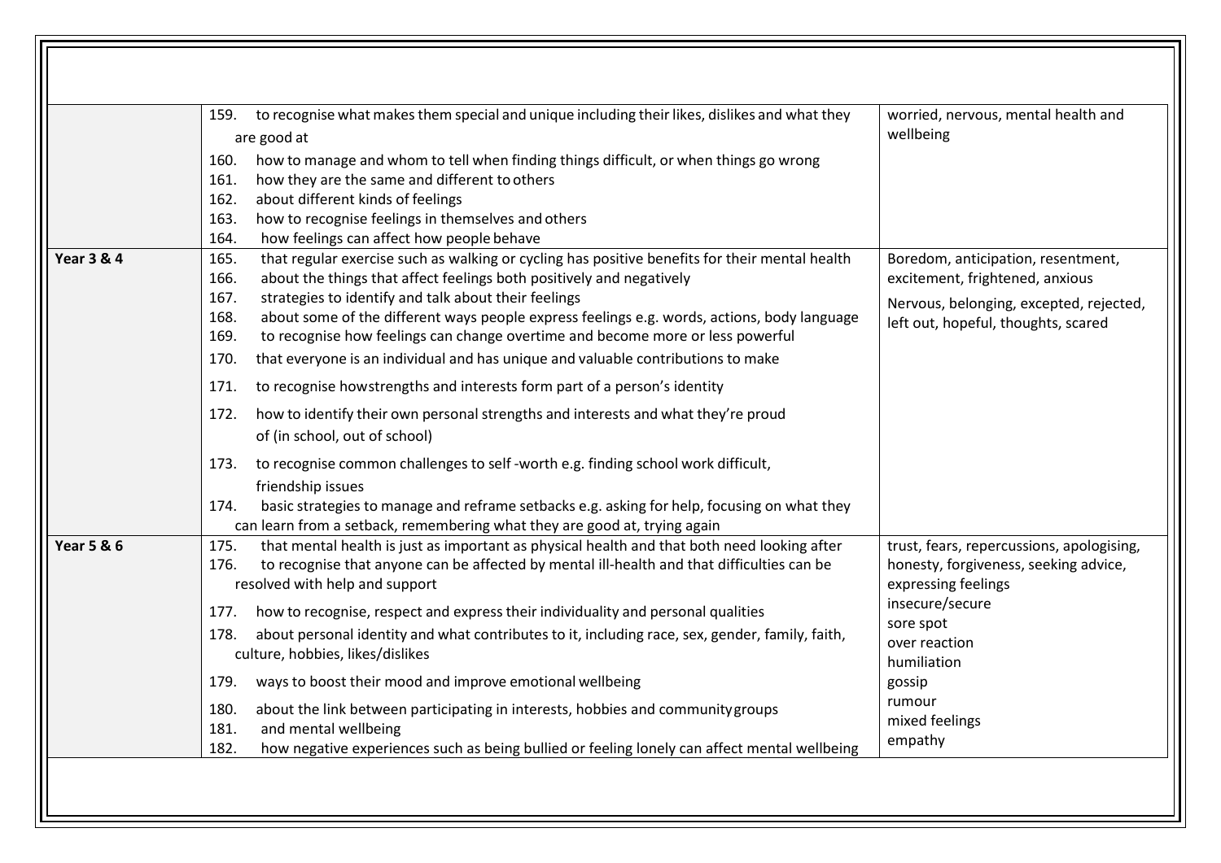| | | |
|---|---|---|
| | 159. to recognise what makes them special and unique including their likes, dislikes and what they are good at<br>160. how to manage and whom to tell when finding things difficult, or when things go wrong<br>161. how they are the same and different to others<br>162. about different kinds of feelings<br>163. how to recognise feelings in themselves and others<br>164. how feelings can affect how people behave | worried, nervous, mental health and wellbeing |
| **Year 3 & 4** | 165. that regular exercise such as walking or cycling has positive benefits for their mental health<br>166. about the things that affect feelings both positively and negatively<br>167. strategies to identify and talk about their feelings<br>168. about some of the different ways people express feelings e.g. words, actions, body language<br>169. to recognise how feelings can change overtime and become more or less powerful<br>170. that everyone is an individual and has unique and valuable contributions to make<br>171. to recognise howstrengths and interests form part of a person's identity<br>172. how to identify their own personal strengths and interests and what they're proud of (in school, out of school)<br>173. to recognise common challenges to self -worth e.g. finding school work difficult, friendship issues<br>174. basic strategies to manage and reframe setbacks e.g. asking for help, focusing on what they can learn from a setback, remembering what they are good at, trying again | Boredom, anticipation, resentment, excitement, frightened, anxious<br>Nervous, belonging, excepted, rejected, left out, hopeful, thoughts, scared |
| **Year 5 & 6** | 175. that mental health is just as important as physical health and that both need looking after<br>176. to recognise that anyone can be affected by mental ill-health and that difficulties can be resolved with help and support<br>177. how to recognise, respect and express their individuality and personal qualities<br>178. about personal identity and what contributes to it, including race, sex, gender, family, faith, culture, hobbies, likes/dislikes<br>179. ways to boost their mood and improve emotional wellbeing<br>180. about the link between participating in interests, hobbies and communitygroups<br>181. and mental wellbeing<br>182. how negative experiences such as being bullied or feeling lonely can affect mental wellbeing | trust, fears, repercussions, apologising, honesty, forgiveness, seeking advice, expressing feelings<br>insecure/secure<br>sore spot<br>over reaction<br>humiliation<br>gossip<br>rumour<br>mixed feelings<br>empathy |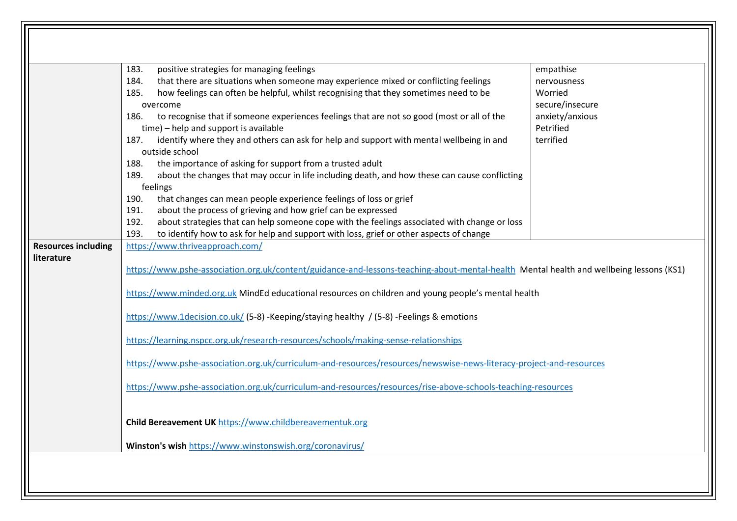| | | |
|---|---|---|
| | 183. positive strategies for managing feelings<br>184. that there are situations when someone may experience mixed or conflicting feelings<br>185. how feelings can often be helpful, whilst recognising that they sometimes need to be overcome<br>186. to recognise that if someone experiences feelings that are not so good (most or all of the time) – help and support is available<br>187. identify where they and others can ask for help and support with mental wellbeing in and outside school<br>188. the importance of asking for support from a trusted adult<br>189. about the changes that may occur in life including death, and how these can cause conflicting feelings<br>190. that changes can mean people experience feelings of loss or grief<br>191. about the process of grieving and how grief can be expressed<br>192. about strategies that can help someone cope with the feelings associated with change or loss<br>193. to identify how to ask for help and support with loss, grief or other aspects of change | empathise<br>nervousness<br>Worried<br>secure/insecure<br>anxiety/anxious<br>Petrified<br>terrified |
| **Resources including literature** | https://www.thriveapproach.com/<br><br>https://www.pshe-association.org.uk/content/guidance-and-lessons-teaching-about-mental-health Mental health and wellbeing lessons (KS1)<br><br>https://www.minded.org.uk MindEd educational resources on children and young people's mental health<br><br>https://www.1decision.co.uk/ (5-8) -Keeping/staying healthy / (5-8) -Feelings & emotions<br><br>https://learning.nspcc.org.uk/research-resources/schools/making-sense-relationships<br><br>https://www.pshe-association.org.uk/curriculum-and-resources/resources/newswise-news-literacy-project-and-resources<br><br>https://www.pshe-association.org.uk/curriculum-and-resources/resources/rise-above-schools-teaching-resources<br><br>**Child Bereavement UK** https://www.childbereavementuk.org<br><br>**Winston's wish** https://www.winstonswish.org/coronavirus/ | |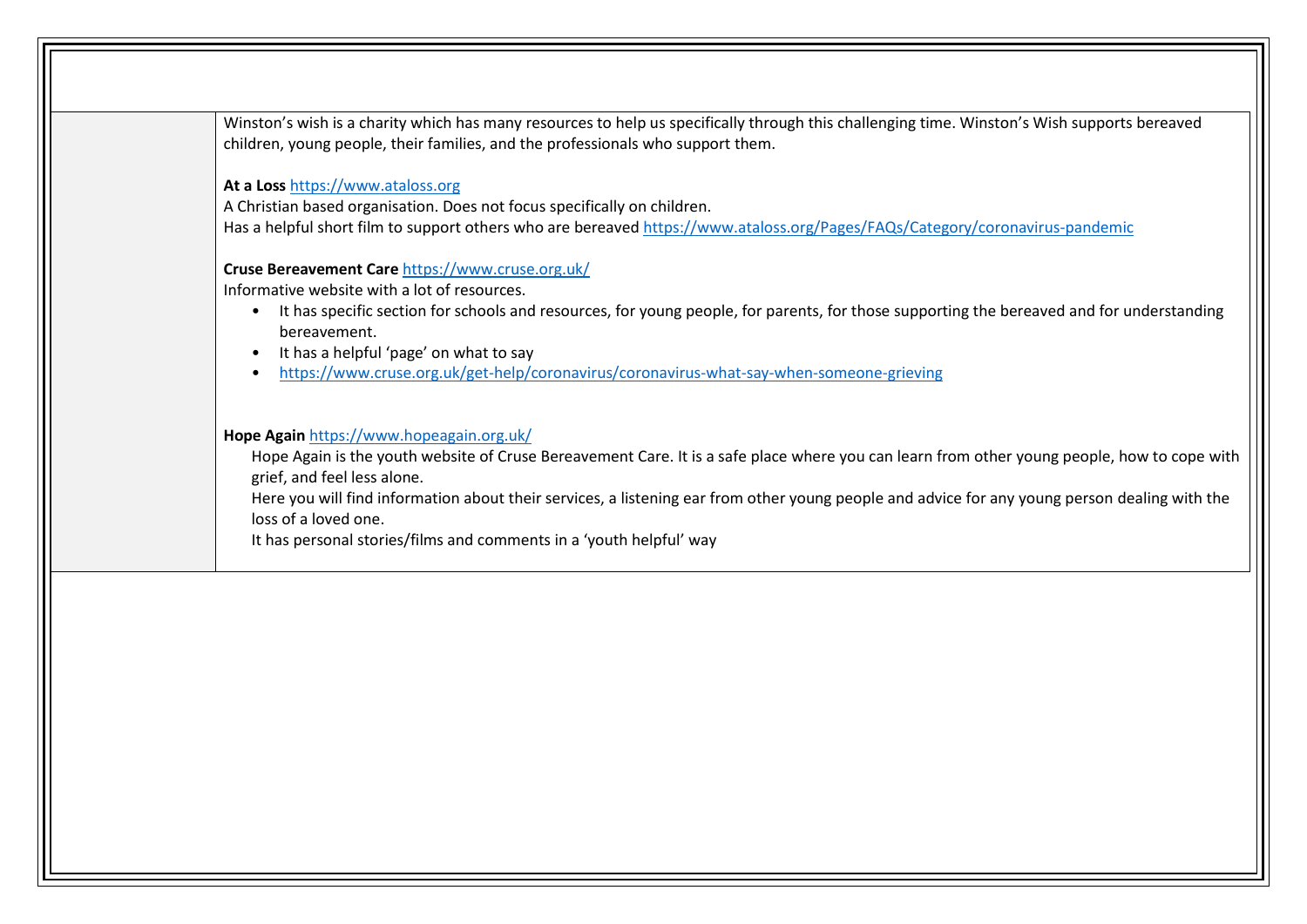| | |
|---|---|
| | Winston's wish is a charity which has many resources to help us specifically through this challenging time. Winston's Wish supports bereaved children, young people, their families, and the professionals who support them.<br><br>**At a Loss** https://www.ataloss.org<br>A Christian based organisation. Does not focus specifically on children.<br>Has a helpful short film to support others who are bereaved https://www.ataloss.org/Pages/FAQs/Category/coronavirus-pandemic<br><br>**Cruse Bereavement Care** https://www.cruse.org.uk/<br>Informative website with a lot of resources.<br>• It has specific section for schools and resources, for young people, for parents, for those supporting the bereaved and for understanding bereavement.<br>• It has a helpful 'page' on what to say<br>• https://www.cruse.org.uk/get-help/coronavirus/coronavirus-what-say-when-someone-grieving<br><br>**Hope Again** https://www.hopeagain.org.uk/<br>Hope Again is the youth website of Cruse Bereavement Care. It is a safe place where you can learn from other young people, how to cope with grief, and feel less alone.<br>Here you will find information about their services, a listening ear from other young people and advice for any young person dealing with the loss of a loved one.<br>It has personal stories/films and comments in a 'youth helpful' way |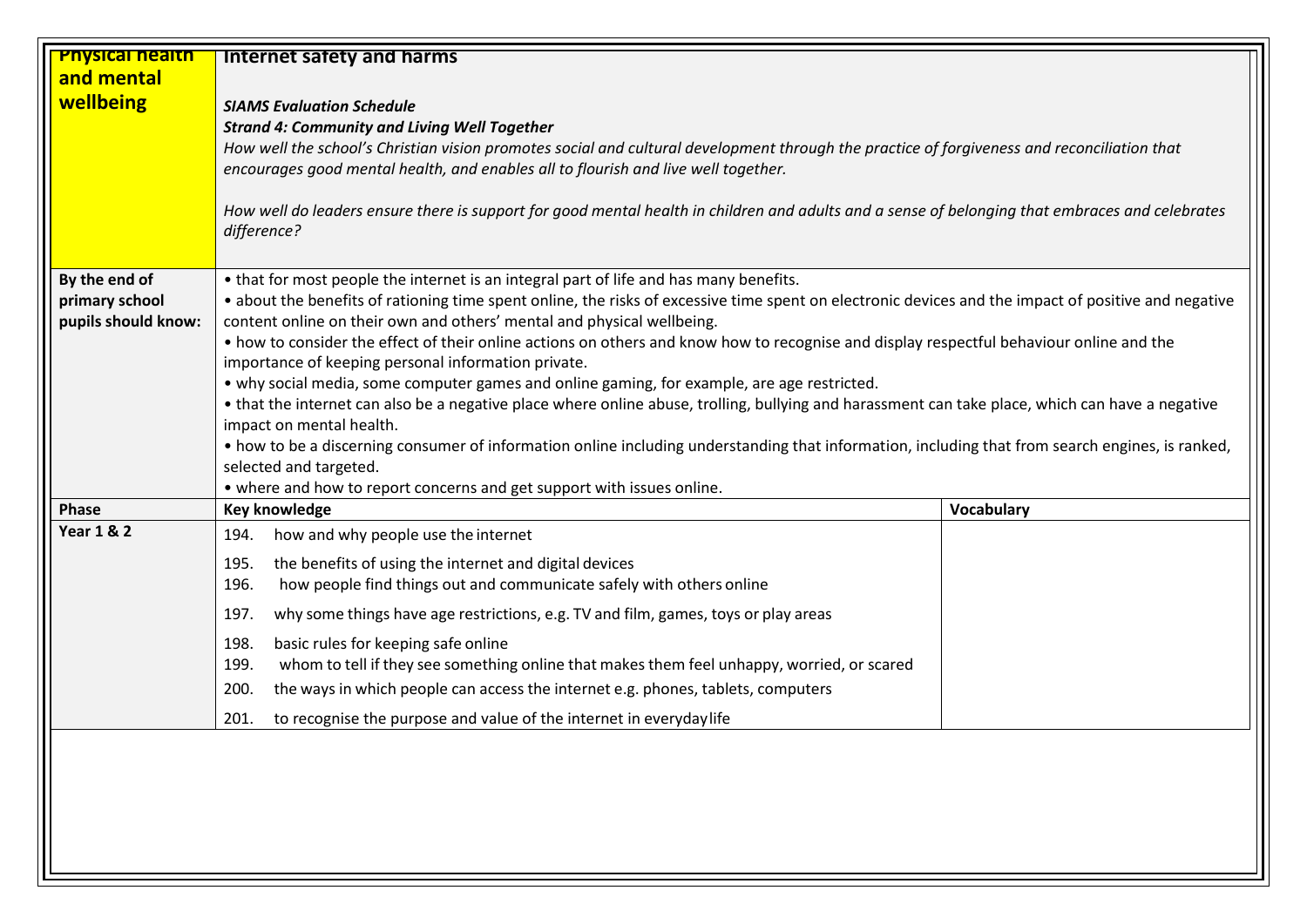| **Physical health and mental wellbeing** | **Internet safety and harms**<br><br>***SIAMS Evaluation Schedule***<br>***Strand 4: Community and Living Well Together***<br>*How well the school's Christian vision promotes social and cultural development through the practice of forgiveness and reconciliation that encourages good mental health, and enables all to flourish and live well together.*<br><br>*How well do leaders ensure there is support for good mental health in children and adults and a sense of belonging that embraces and celebrates difference?* | |
|---|---|---|
| **By the end of primary school pupils should know:** | • that for most people the internet is an integral part of life and has many benefits.<br>• about the benefits of rationing time spent online, the risks of excessive time spent on electronic devices and the impact of positive and negative content online on their own and others' mental and physical wellbeing.<br>• how to consider the effect of their online actions on others and know how to recognise and display respectful behaviour online and the importance of keeping personal information private.<br>• why social media, some computer games and online gaming, for example, are age restricted.<br>• that the internet can also be a negative place where online abuse, trolling, bullying and harassment can take place, which can have a negative impact on mental health.<br>• how to be a discerning consumer of information online including understanding that information, including that from search engines, is ranked, selected and targeted.<br>• where and how to report concerns and get support with issues online. | |
| **Phase** | **Key knowledge** | **Vocabulary** |
| **Year 1 & 2** | 194. how and why people use the internet<br>195. the benefits of using the internet and digital devices<br>196. how people find things out and communicate safely with others online<br>197. why some things have age restrictions, e.g. TV and film, games, toys or play areas<br>198. basic rules for keeping safe online<br>199. whom to tell if they see something online that makes them feel unhappy, worried, or scared<br>200. the ways in which people can access the internet e.g. phones, tablets, computers<br>201. to recognise the purpose and value of the internet in everyday life | |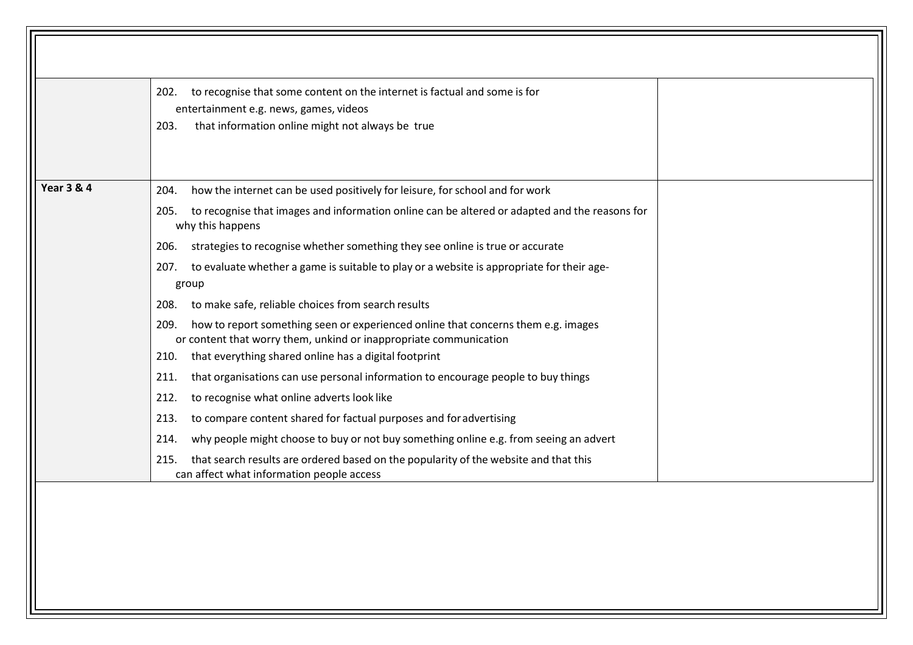| | | |
|---|---|---|
| | 202. to recognise that some content on the internet is factual and some is for entertainment e.g. news, games, videos<br>203. that information online might not always be true | |
| **Year 3 & 4** | 204. how the internet can be used positively for leisure, for school and for work<br>205. to recognise that images and information online can be altered or adapted and the reasons for why this happens<br>206. strategies to recognise whether something they see online is true or accurate<br>207. to evaluate whether a game is suitable to play or a website is appropriate for their age-group<br>208. to make safe, reliable choices from search results<br>209. how to report something seen or experienced online that concerns them e.g. images or content that worry them, unkind or inappropriate communication<br>210. that everything shared online has a digital footprint<br>211. that organisations can use personal information to encourage people to buy things<br>212. to recognise what online adverts look like<br>213. to compare content shared for factual purposes and for advertising<br>214. why people might choose to buy or not buy something online e.g. from seeing an advert<br>215. that search results are ordered based on the popularity of the website and that this can affect what information people access | |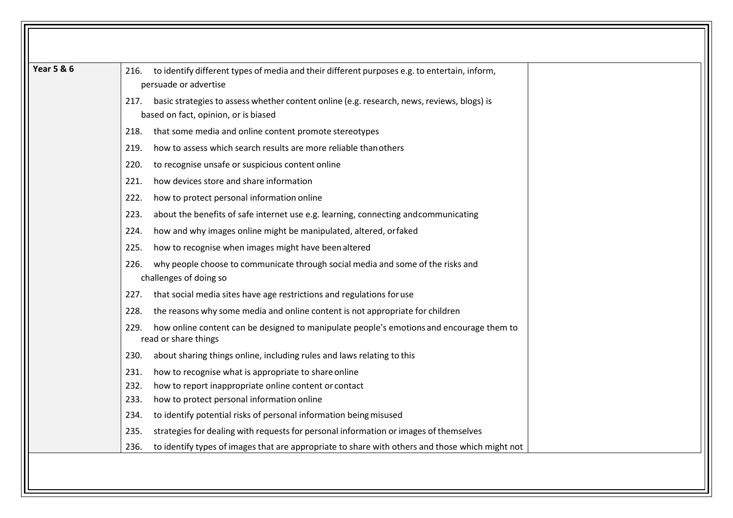| Year 5 & 6 | | |
|---|---|---|
| | 216. to identify different types of media and their different purposes e.g. to entertain, inform, persuade or advertise<br>217. basic strategies to assess whether content online (e.g. research, news, reviews, blogs) is based on fact, opinion, or is biased<br>218. that some media and online content promote stereotypes<br>219. how to assess which search results are more reliable than others<br>220. to recognise unsafe or suspicious content online<br>221. how devices store and share information<br>222. how to protect personal information online<br>223. about the benefits of safe internet use e.g. learning, connecting and communicating<br>224. how and why images online might be manipulated, altered, or faked<br>225. how to recognise when images might have been altered<br>226. why people choose to communicate through social media and some of the risks and challenges of doing so<br>227. that social media sites have age restrictions and regulations for use<br>228. the reasons why some media and online content is not appropriate for children<br>229. how online content can be designed to manipulate people's emotions and encourage them to read or share things<br>230. about sharing things online, including rules and laws relating to this<br>231. how to recognise what is appropriate to share online<br>232. how to report inappropriate online content or contact<br>233. how to protect personal information online<br>234. to identify potential risks of personal information being misused<br>235. strategies for dealing with requests for personal information or images of themselves<br>236. to identify types of images that are appropriate to share with others and those which might not | |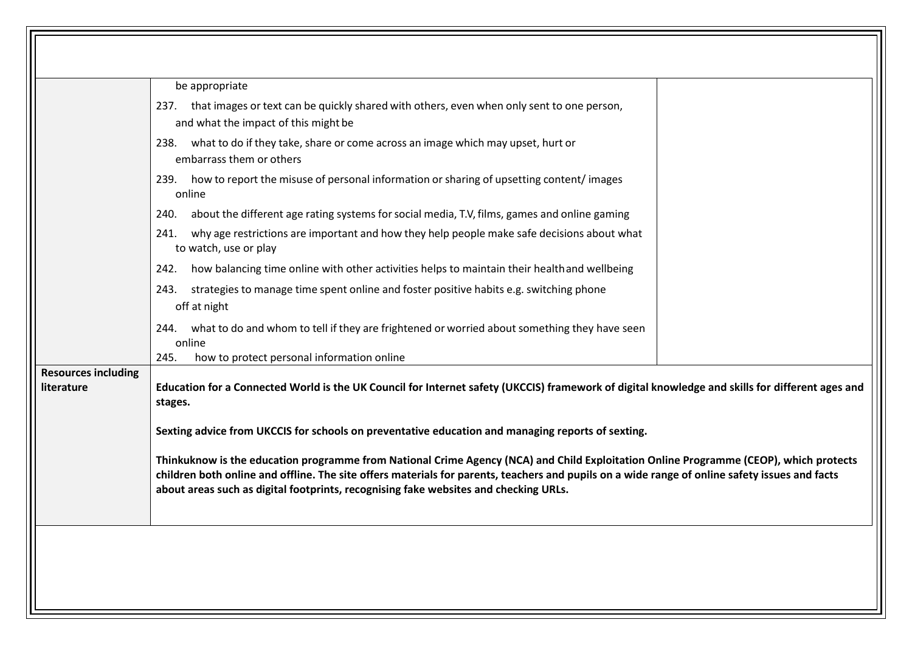| | | |
|---|---|---|
| | be appropriate<br>237. that images or text can be quickly shared with others, even when only sent to one person, and what the impact of this might be<br>238. what to do if they take, share or come across an image which may upset, hurt or embarrass them or others<br>239. how to report the misuse of personal information or sharing of upsetting content/ images online<br>240. about the different age rating systems for social media, T.V, films, games and online gaming<br>241. why age restrictions are important and how they help people make safe decisions about what to watch, use or play<br>242. how balancing time online with other activities helps to maintain their health and wellbeing<br>243. strategies to manage time spent online and foster positive habits e.g. switching phone off at night<br>244. what to do and whom to tell if they are frightened or worried about something they have seen online<br>245. how to protect personal information online | |
| **Resources including literature** | **Education for a Connected World is the UK Council for Internet safety (UKCCIS) framework of digital knowledge and skills for different ages and stages.**<br><br>**Sexting advice from UKCCIS for schools on preventative education and managing reports of sexting.**<br><br>**Thinkuknow is the education programme from National Crime Agency (NCA) and Child Exploitation Online Programme (CEOP), which protects children both online and offline. The site offers materials for parents, teachers and pupils on a wide range of online safety issues and facts about areas such as digital footprints, recognising fake websites and checking URLs.** | |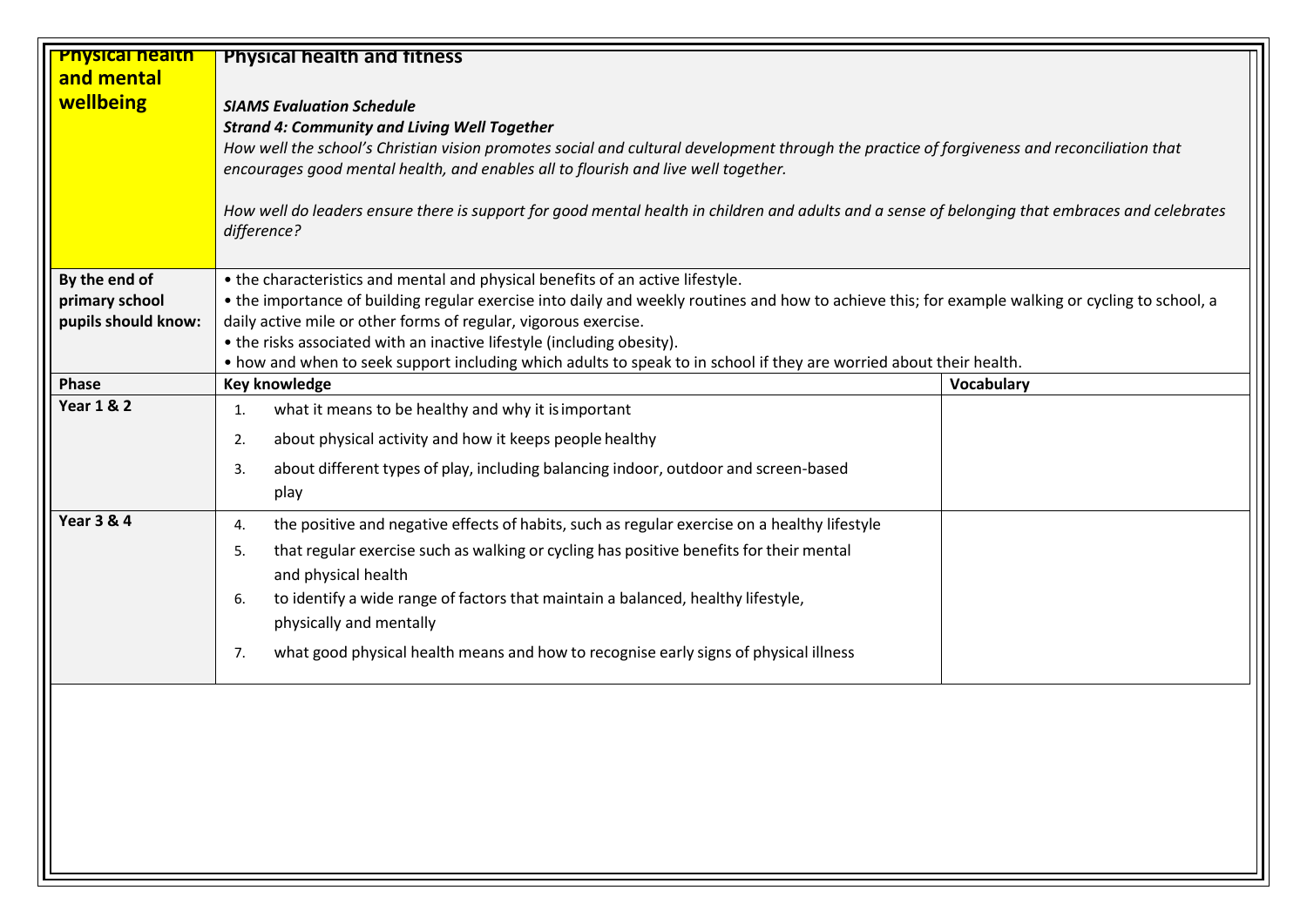| Physical health and mental wellbeing | Physical health and fitness<br><br>*SIAMS Evaluation Schedule*<br>***Strand 4: Community and Living Well Together***<br>*How well the school's Christian vision promotes social and cultural development through the practice of forgiveness and reconciliation that encourages good mental health, and enables all to flourish and live well together.*<br><br>*How well do leaders ensure there is support for good mental health in children and adults and a sense of belonging that embraces and celebrates difference?* | |
|---|---|---|
| **By the end of primary school pupils should know:** | • the characteristics and mental and physical benefits of an active lifestyle.<br>• the importance of building regular exercise into daily and weekly routines and how to achieve this; for example walking or cycling to school, a daily active mile or other forms of regular, vigorous exercise.<br>• the risks associated with an inactive lifestyle (including obesity).<br>• how and when to seek support including which adults to speak to in school if they are worried about their health. | |
| **Phase** | **Key knowledge** | **Vocabulary** |
| **Year 1 & 2** | 1. what it means to be healthy and why it is important<br>2. about physical activity and how it keeps people healthy<br>3. about different types of play, including balancing indoor, outdoor and screen-based play | |
| **Year 3 & 4** | 4. the positive and negative effects of habits, such as regular exercise on a healthy lifestyle<br>5. that regular exercise such as walking or cycling has positive benefits for their mental and physical health<br>6. to identify a wide range of factors that maintain a balanced, healthy lifestyle, physically and mentally<br>7. what good physical health means and how to recognise early signs of physical illness | |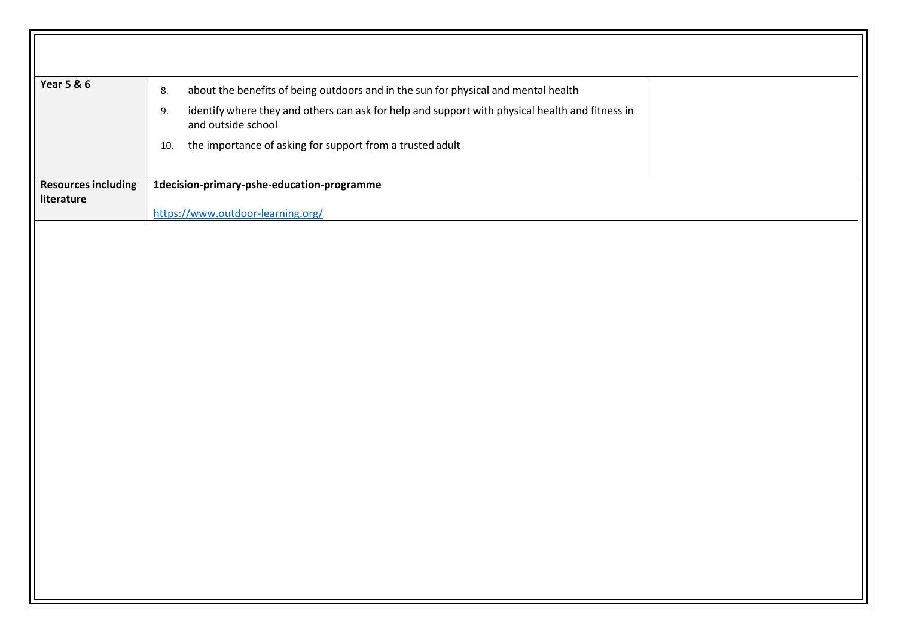| | | |
|---|---|---|
| **Year 5 & 6** | 8. about the benefits of being outdoors and in the sun for physical and mental health<br>9. identify where they and others can ask for help and support with physical health and fitness in and outside school<br>10. the importance of asking for support from a trusted adult | |
| **Resources including literature** | **1decision-primary-pshe-education-programme**<br><br>https://www.outdoor-learning.org/ | |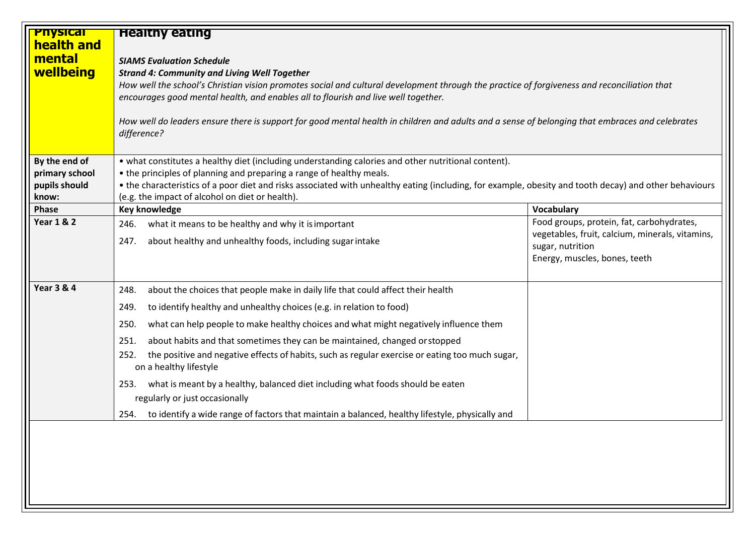| Physical health and mental wellbeing | **Healthy eating**<br><br>***SIAMS Evaluation Schedule***<br>***Strand 4: Community and Living Well Together***<br>*How well the school's Christian vision promotes social and cultural development through the practice of forgiveness and reconciliation that encourages good mental health, and enables all to flourish and live well together.*<br><br>*How well do leaders ensure there is support for good mental health in children and adults and a sense of belonging that embraces and celebrates difference?* | |
|---|---|---|
| **By the end of primary school pupils should know:** | • what constitutes a healthy diet (including understanding calories and other nutritional content).<br>• the principles of planning and preparing a range of healthy meals.<br>• the characteristics of a poor diet and risks associated with unhealthy eating (including, for example, obesity and tooth decay) and other behaviours (e.g. the impact of alcohol on diet or health). | |
| **Phase** | **Key knowledge** | **Vocabulary** |
| **Year 1 & 2** | 246. what it means to be healthy and why it is important<br>247. about healthy and unhealthy foods, including sugar intake | Food groups, protein, fat, carbohydrates, vegetables, fruit, calcium, minerals, vitamins, sugar, nutrition<br>Energy, muscles, bones, teeth |
| **Year 3 & 4** | 248. about the choices that people make in daily life that could affect their health<br>249. to identify healthy and unhealthy choices (e.g. in relation to food)<br>250. what can help people to make healthy choices and what might negatively influence them<br>251. about habits and that sometimes they can be maintained, changed or stopped<br>252. the positive and negative effects of habits, such as regular exercise or eating too much sugar, on a healthy lifestyle<br>253. what is meant by a healthy, balanced diet including what foods should be eaten regularly or just occasionally<br>254. to identify a wide range of factors that maintain a balanced, healthy lifestyle, physically and | |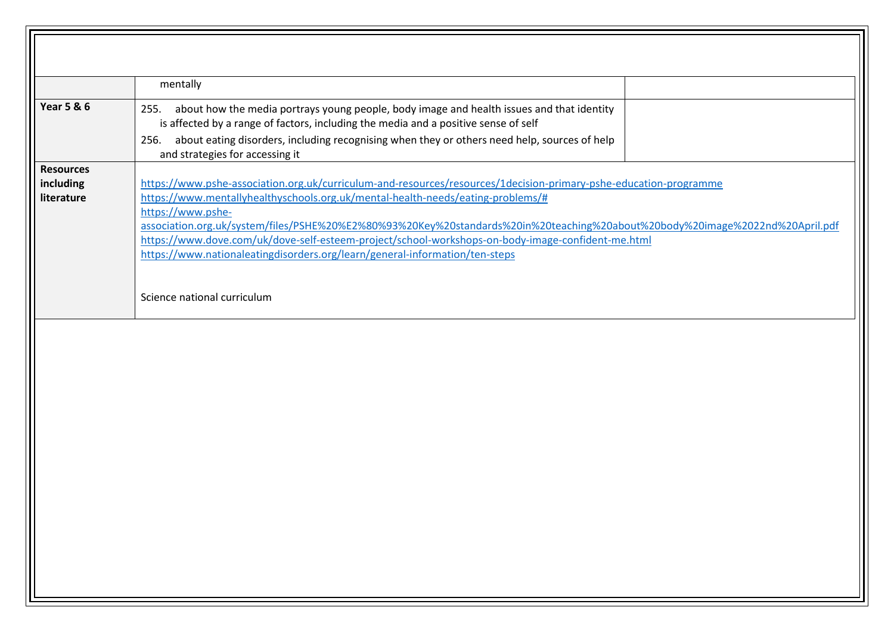| | | |
|---|---|---|
| | mentally | |
| **Year 5 & 6** | 255. about how the media portrays young people, body image and health issues and that identity is affected by a range of factors, including the media and a positive sense of self<br>256. about eating disorders, including recognising when they or others need help, sources of help and strategies for accessing it | |
| **Resources including literature** | https://www.pshe-association.org.uk/curriculum-and-resources/resources/1decision-primary-pshe-education-programme<br>https://www.mentallyhealthyschools.org.uk/mental-health-needs/eating-problems/#<br>https://www.pshe-association.org.uk/system/files/PSHE%20%E2%80%93%20Key%20standards%20in%20teaching%20about%20body%20image%2022nd%20April.pdf<br>https://www.dove.com/uk/dove-self-esteem-project/school-workshops-on-body-image-confident-me.html<br>https://www.nationaleatingdisorders.org/learn/general-information/ten-steps<br><br>Science national curriculum | |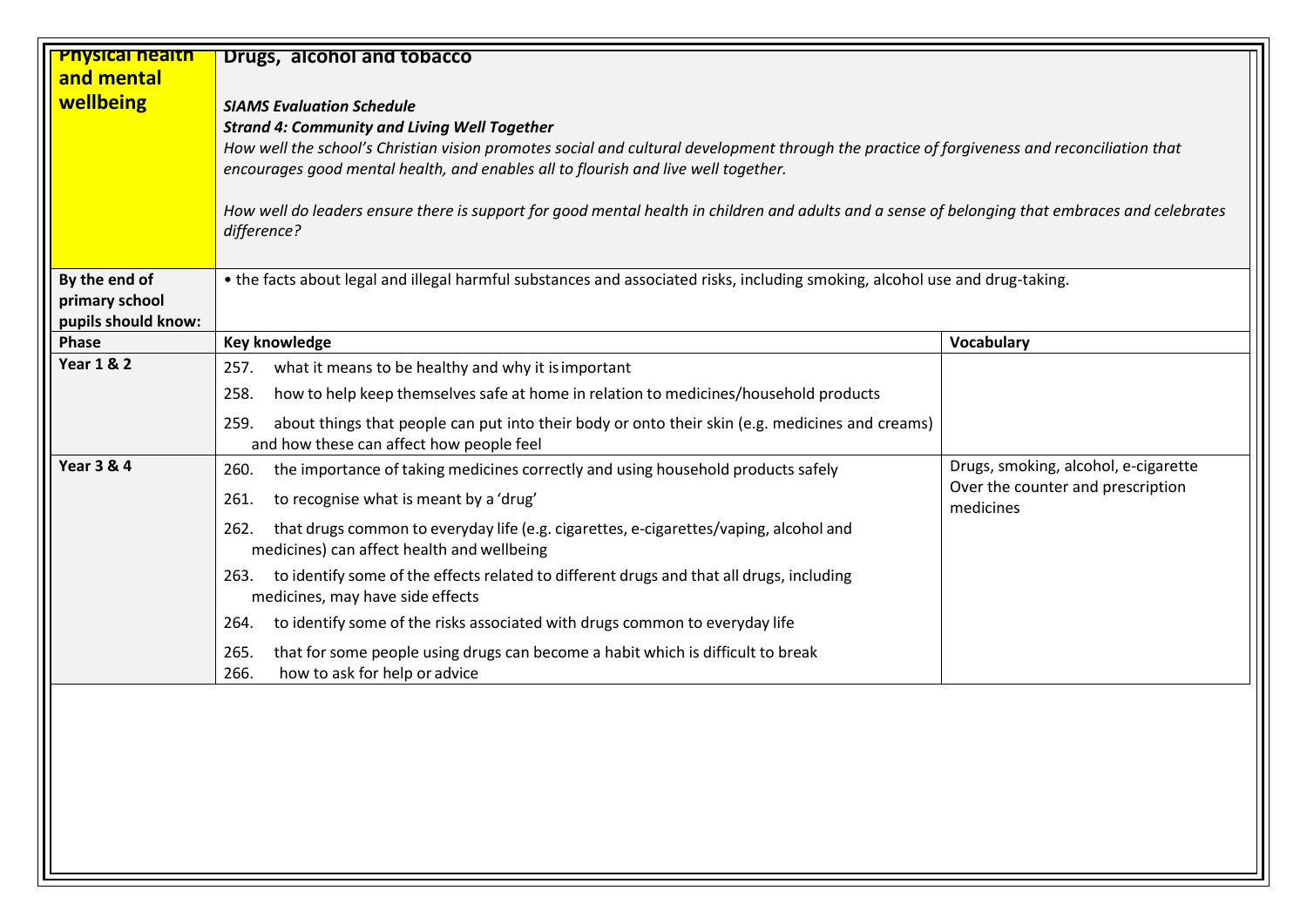| Physical health and mental wellbeing | Drugs, alcohol and tobacco<br><br>***SIAMS Evaluation Schedule***<br>***Strand 4: Community and Living Well Together***<br>*How well the school's Christian vision promotes social and cultural development through the practice of forgiveness and reconciliation that encourages good mental health, and enables all to flourish and live well together.*<br><br>*How well do leaders ensure there is support for good mental health in children and adults and a sense of belonging that embraces and celebrates difference?* | |
|---|---|---|
| **By the end of primary school pupils should know:** | • the facts about legal and illegal harmful substances and associated risks, including smoking, alcohol use and drug-taking. | |
| **Phase** | **Key knowledge** | **Vocabulary** |
| **Year 1 & 2** | 257. what it means to be healthy and why it is important<br>258. how to help keep themselves safe at home in relation to medicines/household products<br>259. about things that people can put into their body or onto their skin (e.g. medicines and creams) and how these can affect how people feel | |
| **Year 3 & 4** | 260. the importance of taking medicines correctly and using household products safely<br>261. to recognise what is meant by a 'drug'<br>262. that drugs common to everyday life (e.g. cigarettes, e-cigarettes/vaping, alcohol and medicines) can affect health and wellbeing<br>263. to identify some of the effects related to different drugs and that all drugs, including medicines, may have side effects<br>264. to identify some of the risks associated with drugs common to everyday life<br>265. that for some people using drugs can become a habit which is difficult to break<br>266. how to ask for help or advice | Drugs, smoking, alcohol, e-cigarette<br>Over the counter and prescription medicines |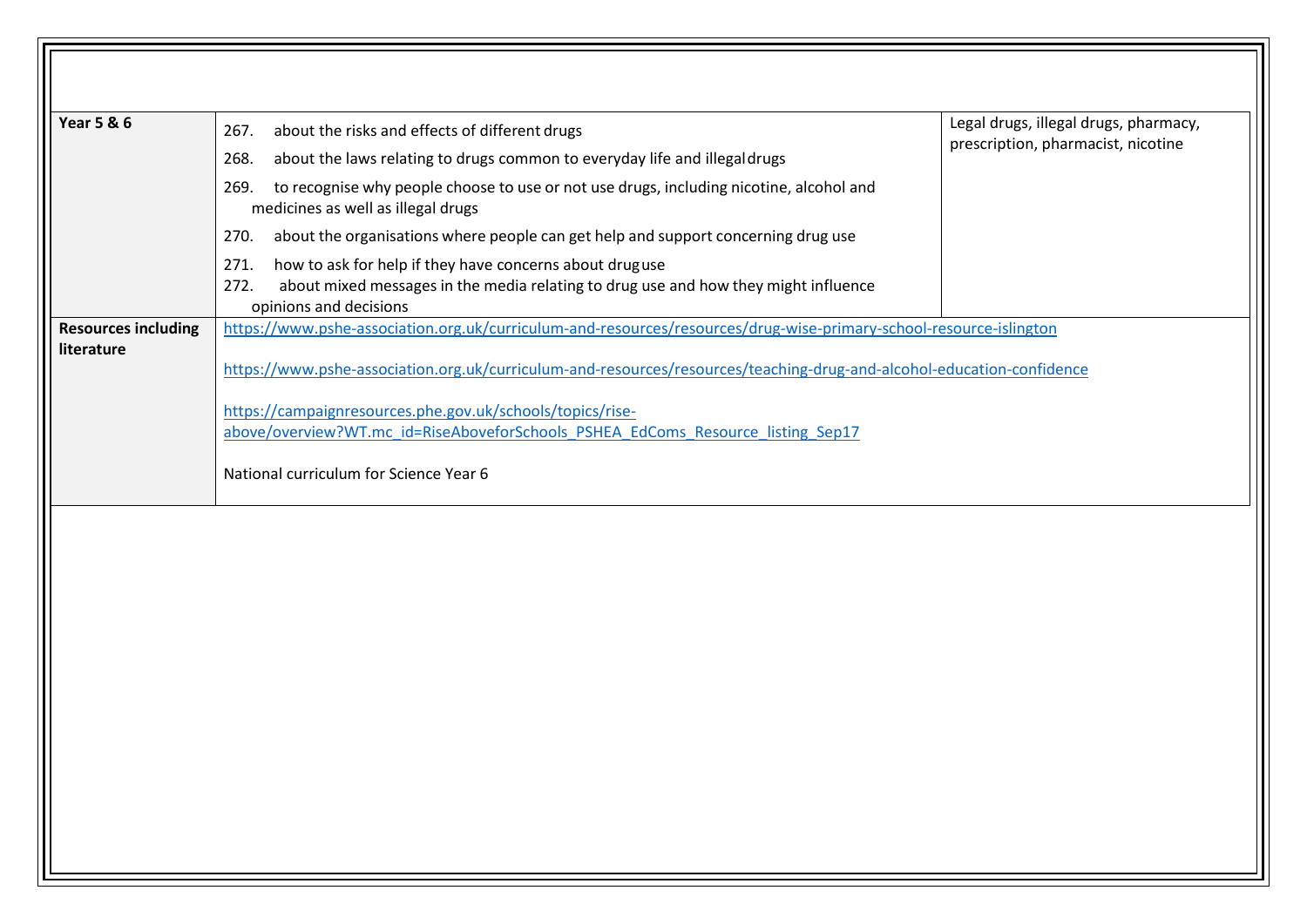| | | |
|---|---|---|
| **Year 5 & 6** | 267. about the risks and effects of different drugs<br>268. about the laws relating to drugs common to everyday life and illegal drugs<br>269. to recognise why people choose to use or not use drugs, including nicotine, alcohol and medicines as well as illegal drugs<br>270. about the organisations where people can get help and support concerning drug use<br>271. how to ask for help if they have concerns about drug use<br>272. about mixed messages in the media relating to drug use and how they might influence opinions and decisions | Legal drugs, illegal drugs, pharmacy, prescription, pharmacist, nicotine |
| **Resources including literature** | https://www.pshe-association.org.uk/curriculum-and-resources/resources/drug-wise-primary-school-resource-islington<br><br>https://www.pshe-association.org.uk/curriculum-and-resources/resources/teaching-drug-and-alcohol-education-confidence<br><br>https://campaignresources.phe.gov.uk/schools/topics/rise-above/overview?WT.mc_id=RiseAboveforSchools_PSHEA_EdComs_Resource_listing_Sep17<br><br>National curriculum for Science Year 6 | |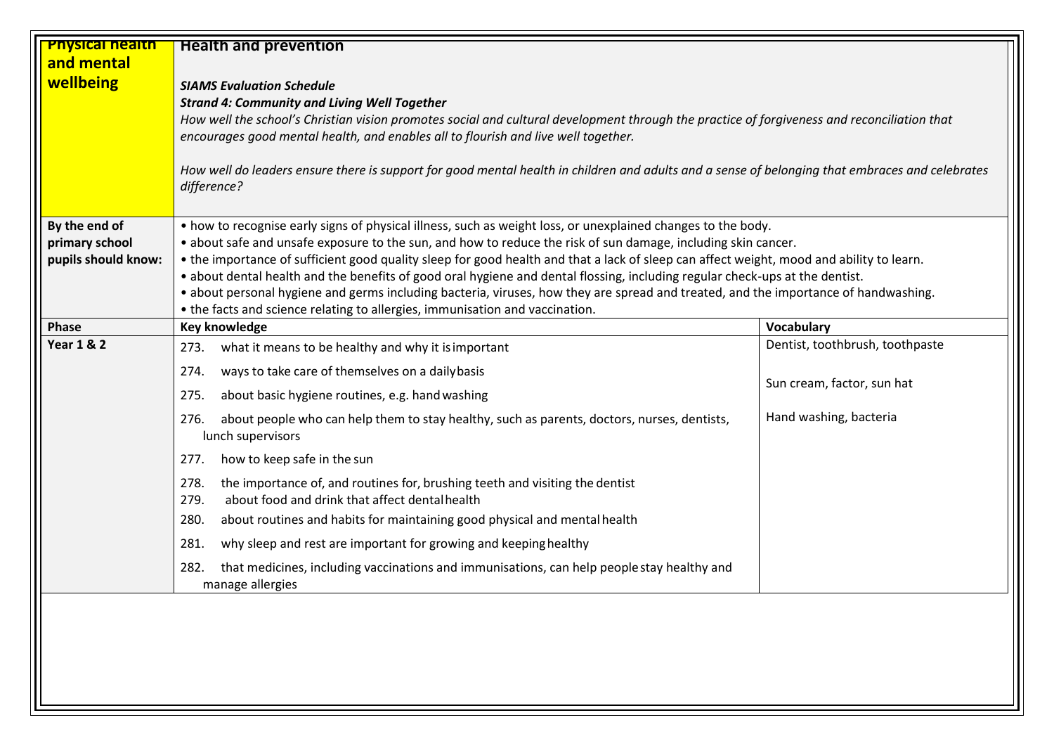| **Physical health and mental wellbeing** | **Health and prevention**<br><br>***SIAMS Evaluation Schedule***<br>***Strand 4: Community and Living Well Together***<br>*How well the school's Christian vision promotes social and cultural development through the practice of forgiveness and reconciliation that encourages good mental health, and enables all to flourish and live well together.*<br><br>*How well do leaders ensure there is support for good mental health in children and adults and a sense of belonging that embraces and celebrates difference?* | |
|---|---|---|
| **By the end of primary school pupils should know:** | • how to recognise early signs of physical illness, such as weight loss, or unexplained changes to the body.<br>• about safe and unsafe exposure to the sun, and how to reduce the risk of sun damage, including skin cancer.<br>• the importance of sufficient good quality sleep for good health and that a lack of sleep can affect weight, mood and ability to learn.<br>• about dental health and the benefits of good oral hygiene and dental flossing, including regular check-ups at the dentist.<br>• about personal hygiene and germs including bacteria, viruses, how they are spread and treated, and the importance of handwashing.<br>• the facts and science relating to allergies, immunisation and vaccination. | |
| **Phase** | **Key knowledge** | **Vocabulary** |
| **Year 1 & 2** | 273. what it means to be healthy and why it is important<br>274. ways to take care of themselves on a daily basis<br>275. about basic hygiene routines, e.g. hand washing<br>276. about people who can help them to stay healthy, such as parents, doctors, nurses, dentists, lunch supervisors<br>277. how to keep safe in the sun<br>278. the importance of, and routines for, brushing teeth and visiting the dentist<br>279. about food and drink that affect dental health<br>280. about routines and habits for maintaining good physical and mental health<br>281. why sleep and rest are important for growing and keeping healthy<br>282. that medicines, including vaccinations and immunisations, can help people stay healthy and manage allergies | Dentist, toothbrush, toothpaste<br><br>Sun cream, factor, sun hat<br><br>Hand washing, bacteria |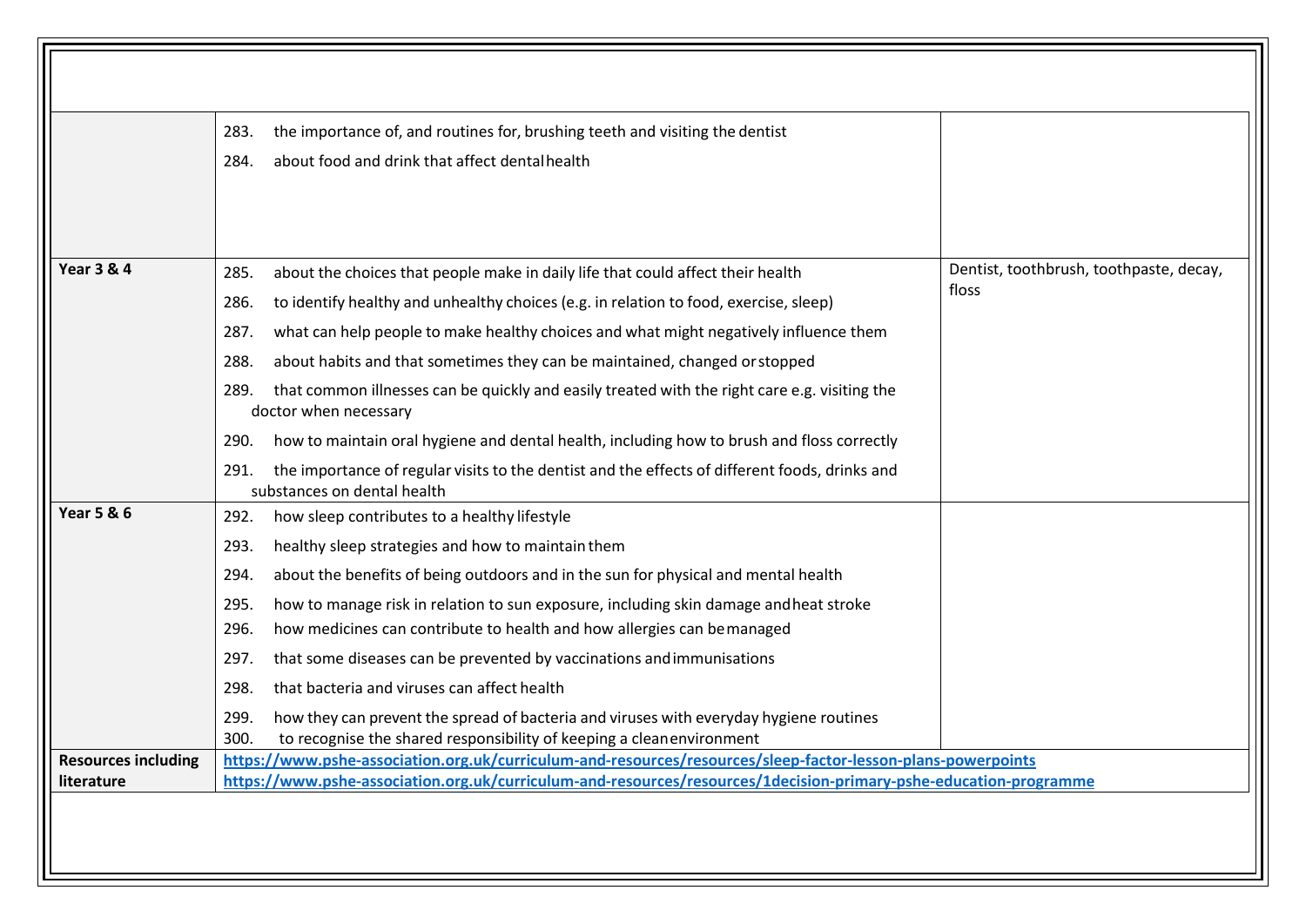| | | |
|---|---|---|
| | 283. the importance of, and routines for, brushing teeth and visiting the dentist<br>284. about food and drink that affect dental health | |
| **Year 3 & 4** | 285. about the choices that people make in daily life that could affect their health<br>286. to identify healthy and unhealthy choices (e.g. in relation to food, exercise, sleep)<br>287. what can help people to make healthy choices and what might negatively influence them<br>288. about habits and that sometimes they can be maintained, changed or stopped<br>289. that common illnesses can be quickly and easily treated with the right care e.g. visiting the doctor when necessary<br>290. how to maintain oral hygiene and dental health, including how to brush and floss correctly<br>291. the importance of regular visits to the dentist and the effects of different foods, drinks and substances on dental health | Dentist, toothbrush, toothpaste, decay, floss |
| **Year 5 & 6** | 292. how sleep contributes to a healthy lifestyle<br>293. healthy sleep strategies and how to maintain them<br>294. about the benefits of being outdoors and in the sun for physical and mental health<br>295. how to manage risk in relation to sun exposure, including skin damage and heat stroke<br>296. how medicines can contribute to health and how allergies can be managed<br>297. that some diseases can be prevented by vaccinations and immunisations<br>298. that bacteria and viruses can affect health<br>299. how they can prevent the spread of bacteria and viruses with everyday hygiene routines<br>300. to recognise the shared responsibility of keeping a clean environment | |
| **Resources including literature** | **https://www.pshe-association.org.uk/curriculum-and-resources/resources/sleep-factor-lesson-plans-powerpoints**<br>**https://www.pshe-association.org.uk/curriculum-and-resources/resources/1decision-primary-pshe-education-programme** | |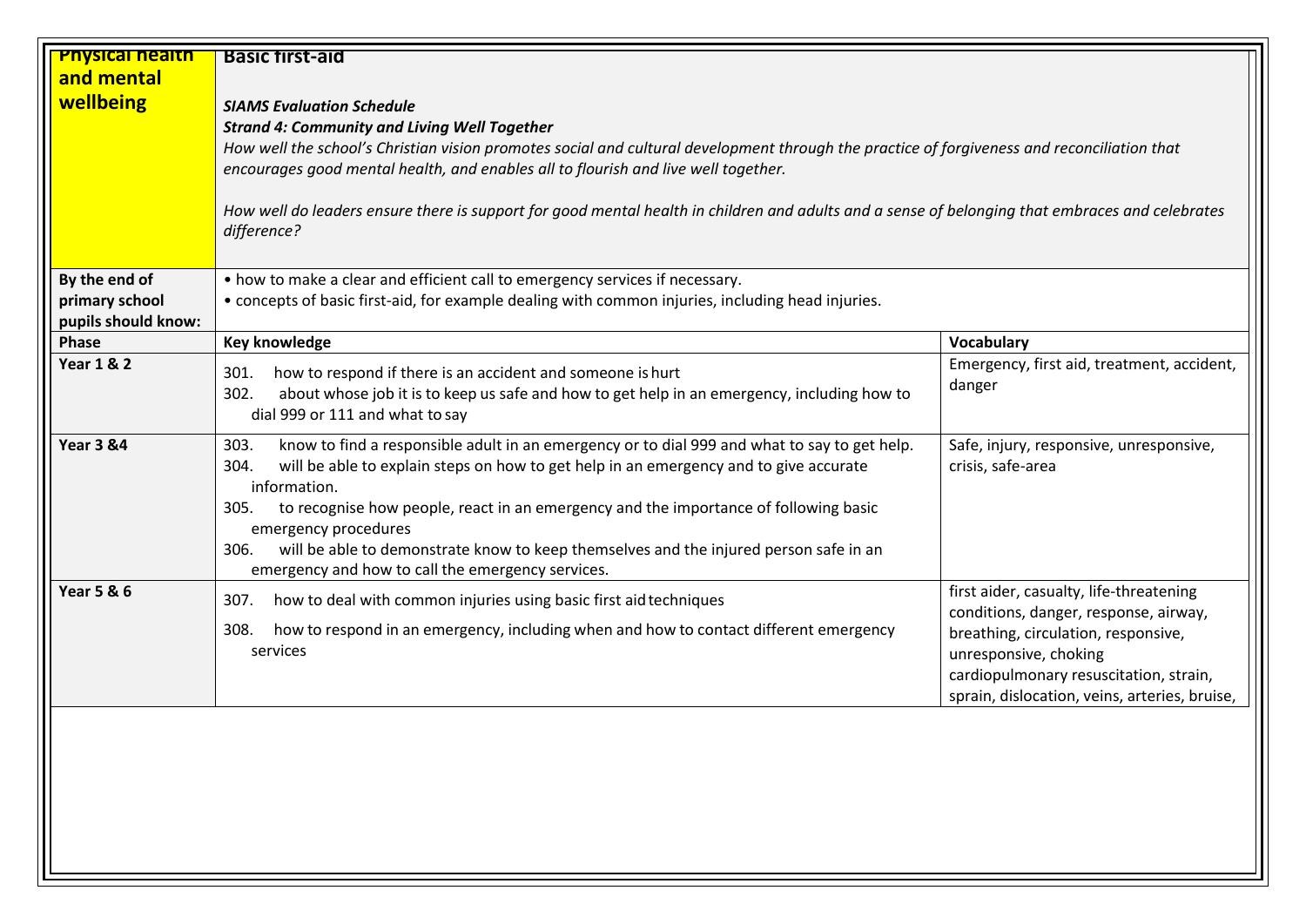| **Physical health and mental wellbeing** | **Basic first-aid**<br><br>***SIAMS Evaluation Schedule***<br>***Strand 4: Community and Living Well Together***<br>*How well the school's Christian vision promotes social and cultural development through the practice of forgiveness and reconciliation that encourages good mental health, and enables all to flourish and live well together.*<br><br>*How well do leaders ensure there is support for good mental health in children and adults and a sense of belonging that embraces and celebrates difference?* | |
|---|---|---|
| **By the end of primary school pupils should know:** | • how to make a clear and efficient call to emergency services if necessary.<br>• concepts of basic first-aid, for example dealing with common injuries, including head injuries. | |
| **Phase** | **Key knowledge** | **Vocabulary** |
| **Year 1 & 2** | 301. how to respond if there is an accident and someone is hurt<br>302. about whose job it is to keep us safe and how to get help in an emergency, including how to dial 999 or 111 and what to say | Emergency, first aid, treatment, accident, danger |
| **Year 3 &4** | 303. know to find a responsible adult in an emergency or to dial 999 and what to say to get help.<br>304. will be able to explain steps on how to get help in an emergency and to give accurate information.<br>305. to recognise how people, react in an emergency and the importance of following basic emergency procedures<br>306. will be able to demonstrate know to keep themselves and the injured person safe in an emergency and how to call the emergency services. | Safe, injury, responsive, unresponsive, crisis, safe-area |
| **Year 5 & 6** | 307. how to deal with common injuries using basic first aid techniques<br>308. how to respond in an emergency, including when and how to contact different emergency services | first aider, casualty, life-threatening conditions, danger, response, airway, breathing, circulation, responsive, unresponsive, choking cardiopulmonary resuscitation, strain, sprain, dislocation, veins, arteries, bruise, |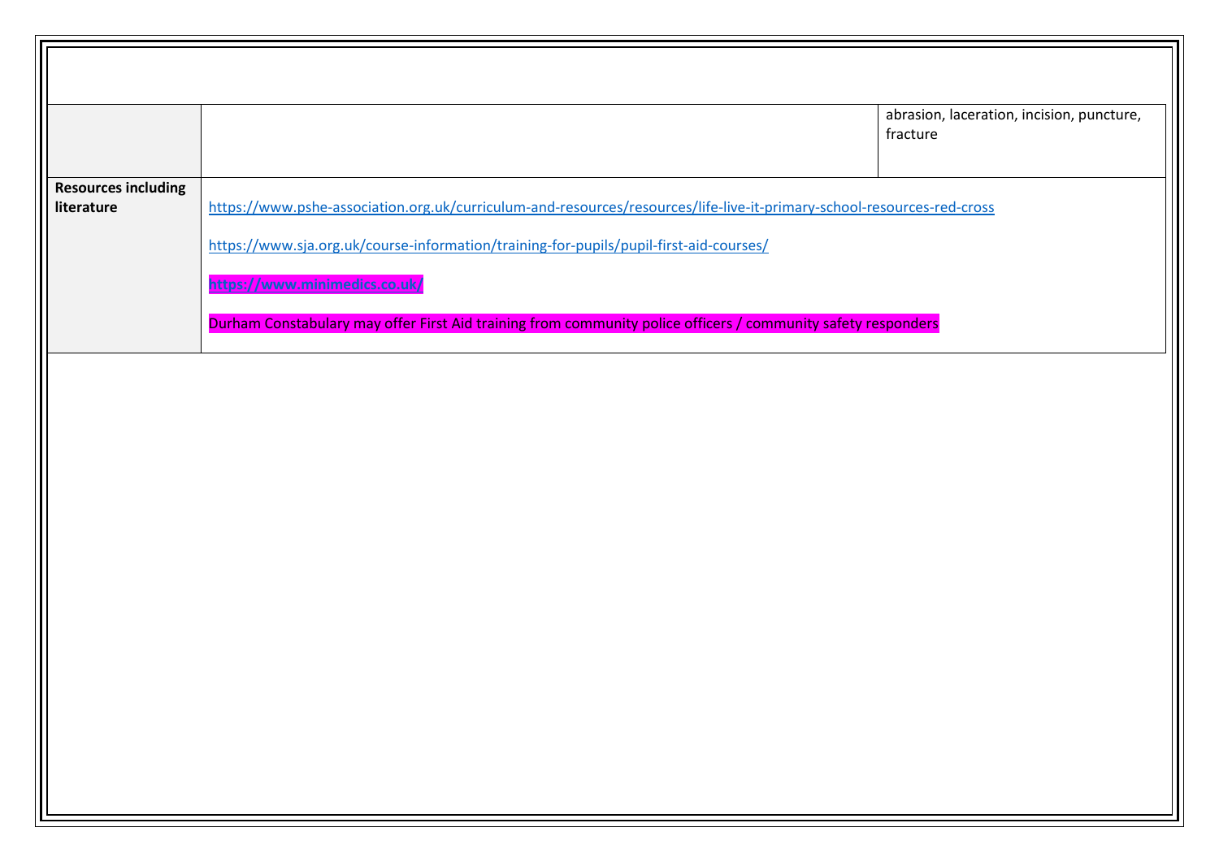| | | |
|---|---|---|
| | | abrasion, laceration, incision, puncture, fracture |
| **Resources including literature** | https://www.pshe-association.org.uk/curriculum-and-resources/resources/life-live-it-primary-school-resources-red-cross<br><br>https://www.sja.org.uk/course-information/training-for-pupils/pupil-first-aid-courses/<br><br>**https://www.minimedics.co.uk/**<br><br>Durham Constabulary may offer First Aid training from community police officers / community safety responders | |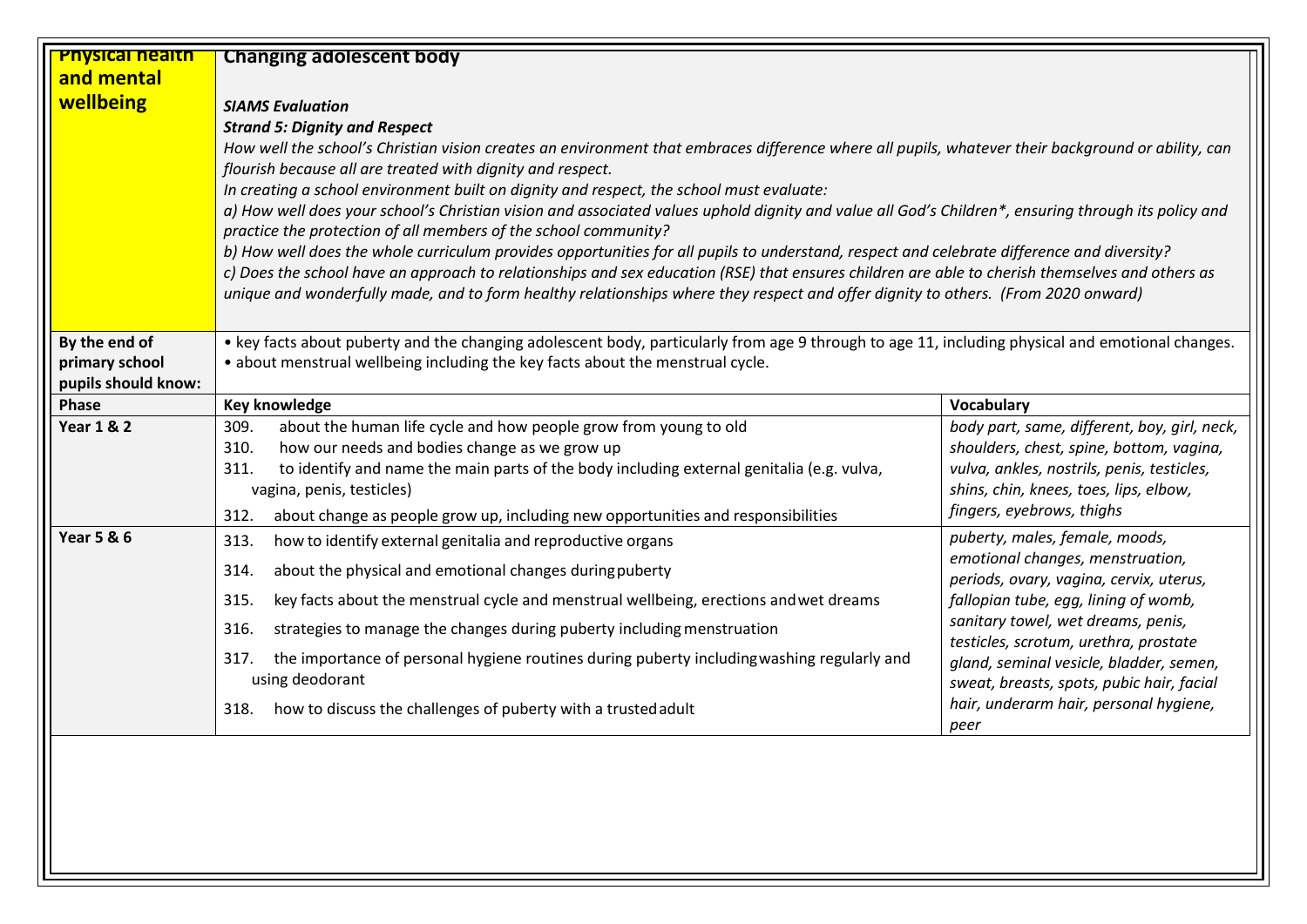| Physical health and mental wellbeing | Changing adolescent body<br><br>***SIAMS Evaluation***<br>***Strand 5: Dignity and Respect***<br>*How well the school's Christian vision creates an environment that embraces difference where all pupils, whatever their background or ability, can flourish because all are treated with dignity and respect.*<br>*In creating a school environment built on dignity and respect, the school must evaluate:*<br>*a) How well does your school's Christian vision and associated values uphold dignity and value all God's Children*, ensuring through its policy and practice the protection of all members of the school community?*<br>*b) How well does the whole curriculum provides opportunities for all pupils to understand, respect and celebrate difference and diversity?*<br>*c) Does the school have an approach to relationships and sex education (RSE) that ensures children are able to cherish themselves and others as unique and wonderfully made, and to form healthy relationships where they respect and offer dignity to others. (From 2020 onward)* | |
|---|---|---|
| **By the end of primary school pupils should know:** | • key facts about puberty and the changing adolescent body, particularly from age 9 through to age 11, including physical and emotional changes.<br>• about menstrual wellbeing including the key facts about the menstrual cycle. | |
| **Phase** | **Key knowledge** | **Vocabulary** |
| **Year 1 & 2** | 309. about the human life cycle and how people grow from young to old<br>310. how our needs and bodies change as we grow up<br>311. to identify and name the main parts of the body including external genitalia (e.g. vulva, vagina, penis, testicles)<br>312. about change as people grow up, including new opportunities and responsibilities | *body part, same, different, boy, girl, neck, shoulders, chest, spine, bottom, vagina, vulva, ankles, nostrils, penis, testicles, shins, chin, knees, toes, lips, elbow, fingers, eyebrows, thighs* |
| **Year 5 & 6** | 313. how to identify external genitalia and reproductive organs<br>314. about the physical and emotional changes during puberty<br>315. key facts about the menstrual cycle and menstrual wellbeing, erections and wet dreams<br>316. strategies to manage the changes during puberty including menstruation<br>317. the importance of personal hygiene routines during puberty including washing regularly and using deodorant<br>318. how to discuss the challenges of puberty with a trusted adult | *puberty, males, female, moods, emotional changes, menstruation, periods, ovary, vagina, cervix, uterus, fallopian tube, egg, lining of womb, sanitary towel, wet dreams, penis, testicles, scrotum, urethra, prostate gland, seminal vesicle, bladder, semen, sweat, breasts, spots, pubic hair, facial hair, underarm hair, personal hygiene, peer* |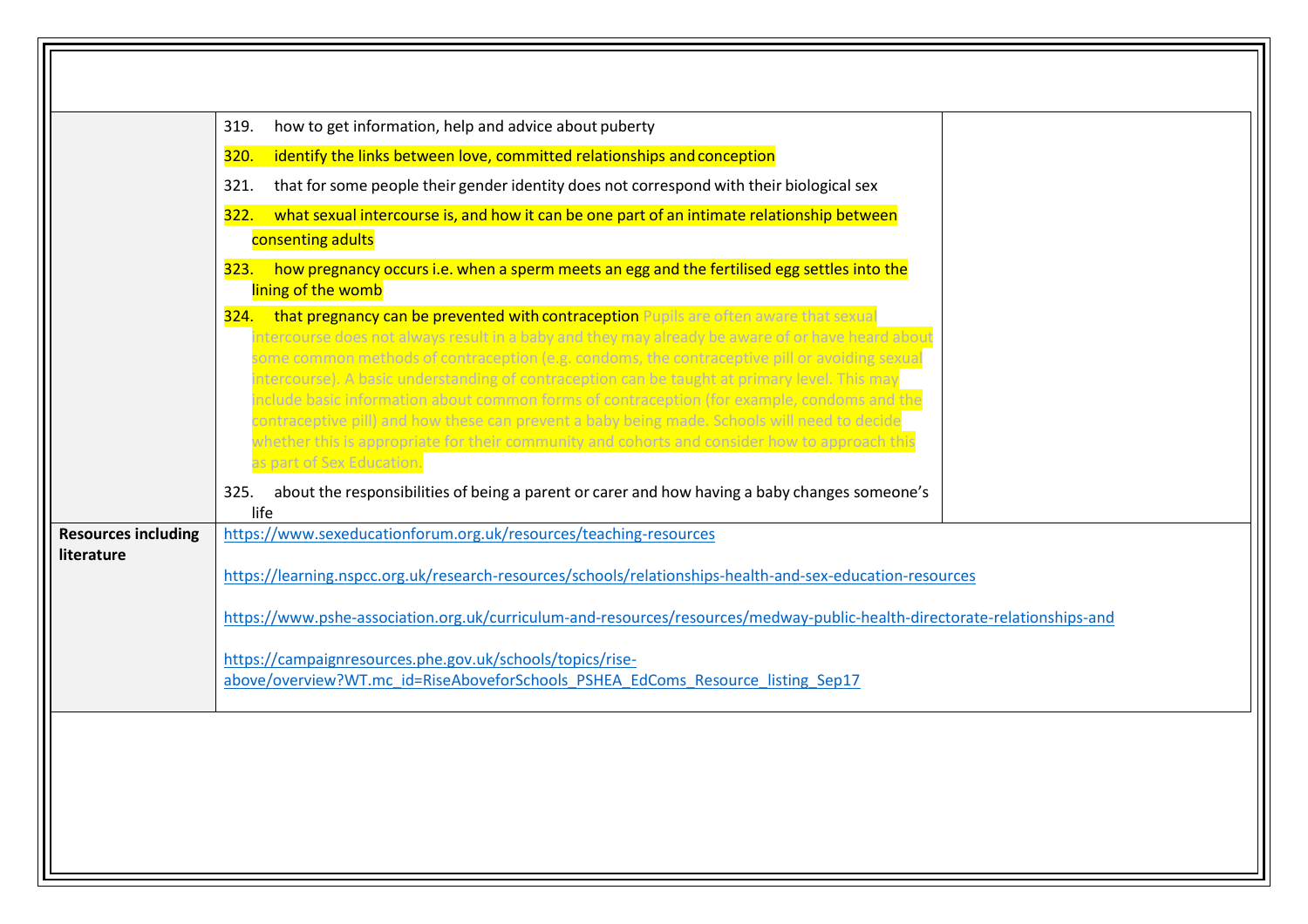| | | |
|---|---|---|
| | 319. how to get information, help and advice about puberty<br><br>320. identify the links between love, committed relationships and conception<br><br>321. that for some people their gender identity does not correspond with their biological sex<br><br>322. what sexual intercourse is, and how it can be one part of an intimate relationship between consenting adults<br><br>323. how pregnancy occurs i.e. when a sperm meets an egg and the fertilised egg settles into the lining of the womb<br><br>324. that pregnancy can be prevented with contraception Pupils are often aware that sexual intercourse does not always result in a baby and they may already be aware of or have heard about some common methods of contraception (e.g. condoms, the contraceptive pill or avoiding sexual intercourse). A basic understanding of contraception can be taught at primary level. This may include basic information about common forms of contraception (for example, condoms and the contraceptive pill) and how these can prevent a baby being made. Schools will need to decide whether this is appropriate for their community and cohorts and consider how to approach this as part of Sex Education.<br><br>325. about the responsibilities of being a parent or carer and how having a baby changes someone's life | |
| **Resources including literature** | https://www.sexeducationforum.org.uk/resources/teaching-resources<br><br>https://learning.nspcc.org.uk/research-resources/schools/relationships-health-and-sex-education-resources<br><br>https://www.pshe-association.org.uk/curriculum-and-resources/resources/medway-public-health-directorate-relationships-and<br><br>https://campaignresources.phe.gov.uk/schools/topics/rise-above/overview?WT.mc_id=RiseAboveforSchools_PSHEA_EdComs_Resource_listing_Sep17 | |